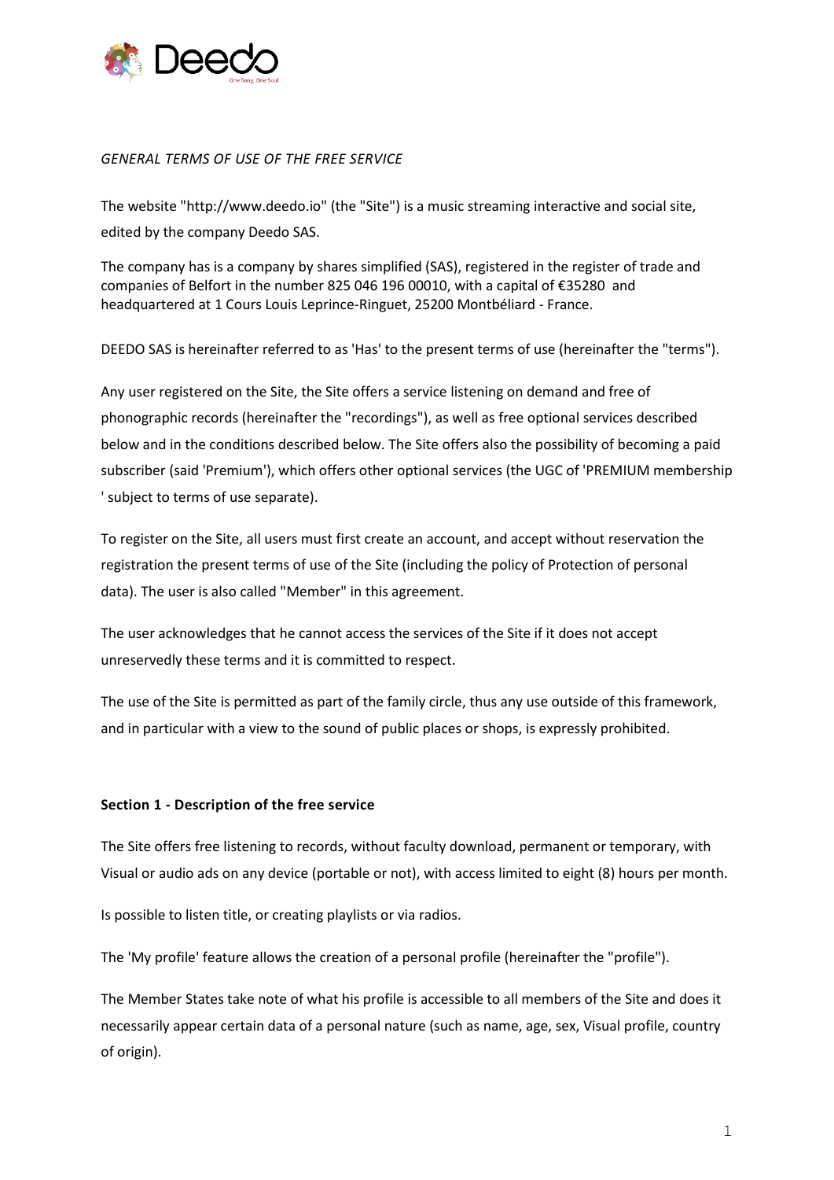*GENERAL TERMS OF USE OF THE FREE SERVICE*

The website "http://www.deedo.io" (the "Site") is a music streaming interactive and social site, edited by the company Deedo SAS.

The company has is a company by shares simplified (SAS), registered in the register of trade and companies of Belfort in the number 825 046 196 00010, with a capital of €35280 and headquartered at 1 Cours Louis Leprince-Ringuet, 25200 Montbéliard - France.

DEEDO SAS is hereinafter referred to as 'Has' to the present terms of use (hereinafter the "terms").

Any user registered on the Site, the Site offers a service listening on demand and free of phonographic records (hereinafter the "recordings"), as well as free optional services described below and in the conditions described below. The Site offers also the possibility of becoming a paid subscriber (said 'Premium'), which offers other optional services (the UGC of 'PREMIUM membership ' subject to terms of use separate).

To register on the Site, all users must first create an account, and accept without reservation the registration the present terms of use of the Site (including the policy of Protection of personal data). The user is also called "Member" in this agreement.

The user acknowledges that he cannot access the services of the Site if it does not accept unreservedly these terms and it is committed to respect.

The use of the Site is permitted as part of the family circle, thus any use outside of this framework, and in particular with a view to the sound of public places or shops, is expressly prohibited.

**Section 1 - Description of the free service**

The Site offers free listening to records, without faculty download, permanent or temporary, with Visual or audio ads on any device (portable or not), with access limited to eight (8) hours per month.

Is possible to listen title, or creating playlists or via radios.

The 'My profile' feature allows the creation of a personal profile (hereinafter the "profile").

The Member States take note of what his profile is accessible to all members of the Site and does it necessarily appear certain data of a personal nature (such as name, age, sex, Visual profile, country of origin).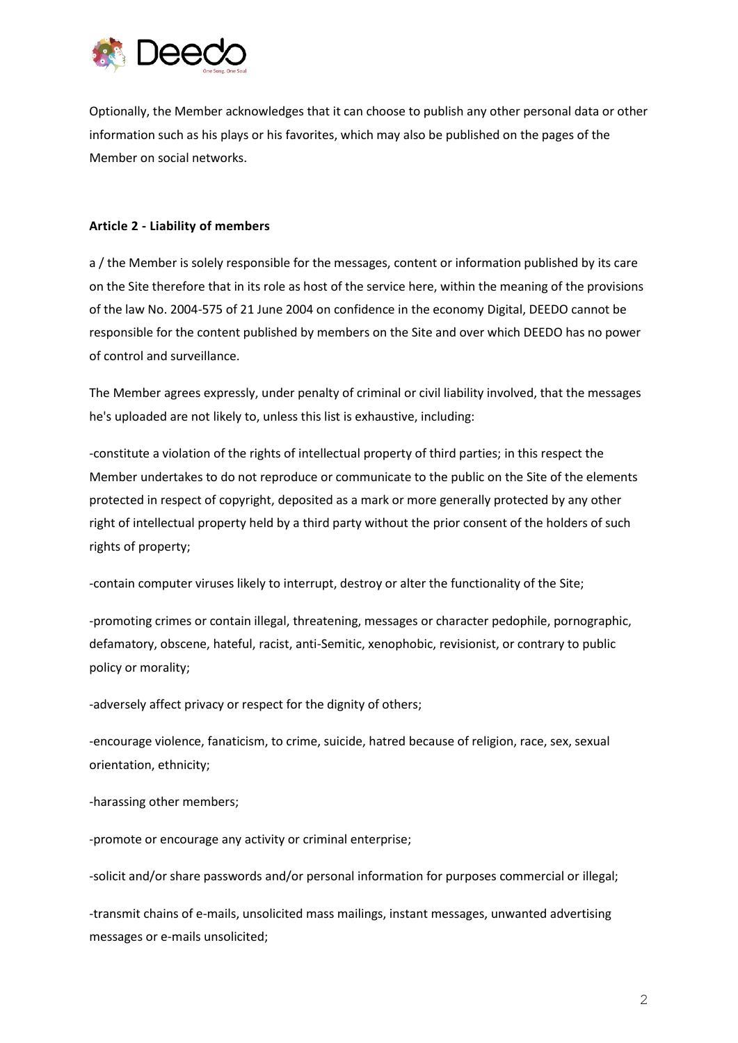Optionally, the Member acknowledges that it can choose to publish any other personal data or other information such as his plays or his favorites, which may also be published on the pages of the Member on social networks.

**Article 2 - Liability of members**

a / the Member is solely responsible for the messages, content or information published by its care on the Site therefore that in its role as host of the service here, within the meaning of the provisions of the law No. 2004-575 of 21 June 2004 on confidence in the economy Digital, DEEDO cannot be responsible for the content published by members on the Site and over which DEEDO has no power of control and surveillance.

The Member agrees expressly, under penalty of criminal or civil liability involved, that the messages he's uploaded are not likely to, unless this list is exhaustive, including:

-constitute a violation of the rights of intellectual property of third parties; in this respect the Member undertakes to do not reproduce or communicate to the public on the Site of the elements protected in respect of copyright, deposited as a mark or more generally protected by any other right of intellectual property held by a third party without the prior consent of the holders of such rights of property;

-contain computer viruses likely to interrupt, destroy or alter the functionality of the Site;

-promoting crimes or contain illegal, threatening, messages or character pedophile, pornographic, defamatory, obscene, hateful, racist, anti-Semitic, xenophobic, revisionist, or contrary to public policy or morality;

-adversely affect privacy or respect for the dignity of others;

-encourage violence, fanaticism, to crime, suicide, hatred because of religion, race, sex, sexual orientation, ethnicity;

-harassing other members;

-promote or encourage any activity or criminal enterprise;

-solicit and/or share passwords and/or personal information for purposes commercial or illegal;

-transmit chains of e-mails, unsolicited mass mailings, instant messages, unwanted advertising messages or e-mails unsolicited;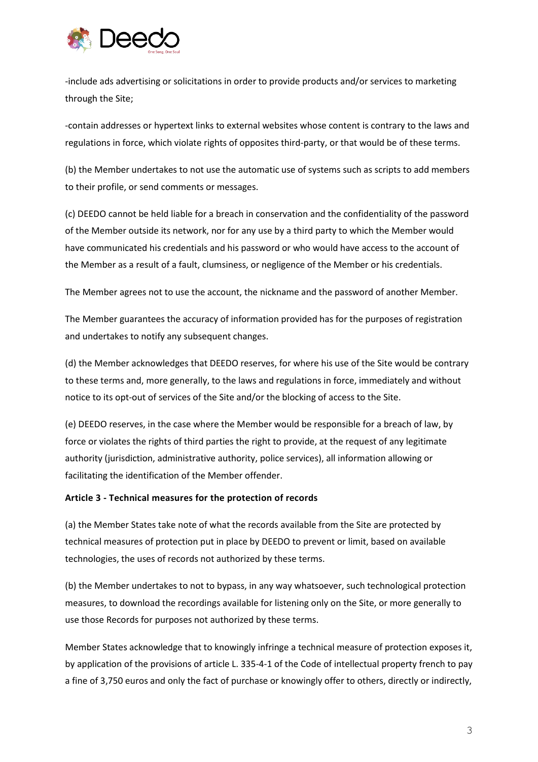-include ads advertising or solicitations in order to provide products and/or services to marketing through the Site;

-contain addresses or hypertext links to external websites whose content is contrary to the laws and regulations in force, which violate rights of opposites third-party, or that would be of these terms.

(b) the Member undertakes to not use the automatic use of systems such as scripts to add members to their profile, or send comments or messages.

(c) DEEDO cannot be held liable for a breach in conservation and the confidentiality of the password of the Member outside its network, nor for any use by a third party to which the Member would have communicated his credentials and his password or who would have access to the account of the Member as a result of a fault, clumsiness, or negligence of the Member or his credentials.

The Member agrees not to use the account, the nickname and the password of another Member.

The Member guarantees the accuracy of information provided has for the purposes of registration and undertakes to notify any subsequent changes.

(d) the Member acknowledges that DEEDO reserves, for where his use of the Site would be contrary to these terms and, more generally, to the laws and regulations in force, immediately and without notice to its opt-out of services of the Site and/or the blocking of access to the Site.

(e) DEEDO reserves, in the case where the Member would be responsible for a breach of law, by force or violates the rights of third parties the right to provide, at the request of any legitimate authority (jurisdiction, administrative authority, police services), all information allowing or facilitating the identification of the Member offender.

**Article 3 - Technical measures for the protection of records**

(a) the Member States take note of what the records available from the Site are protected by technical measures of protection put in place by DEEDO to prevent or limit, based on available technologies, the uses of records not authorized by these terms.

(b) the Member undertakes to not to bypass, in any way whatsoever, such technological protection measures, to download the recordings available for listening only on the Site, or more generally to use those Records for purposes not authorized by these terms.

Member States acknowledge that to knowingly infringe a technical measure of protection exposes it, by application of the provisions of article L. 335-4-1 of the Code of intellectual property french to pay a fine of 3,750 euros and only the fact of purchase or knowingly offer to others, directly or indirectly,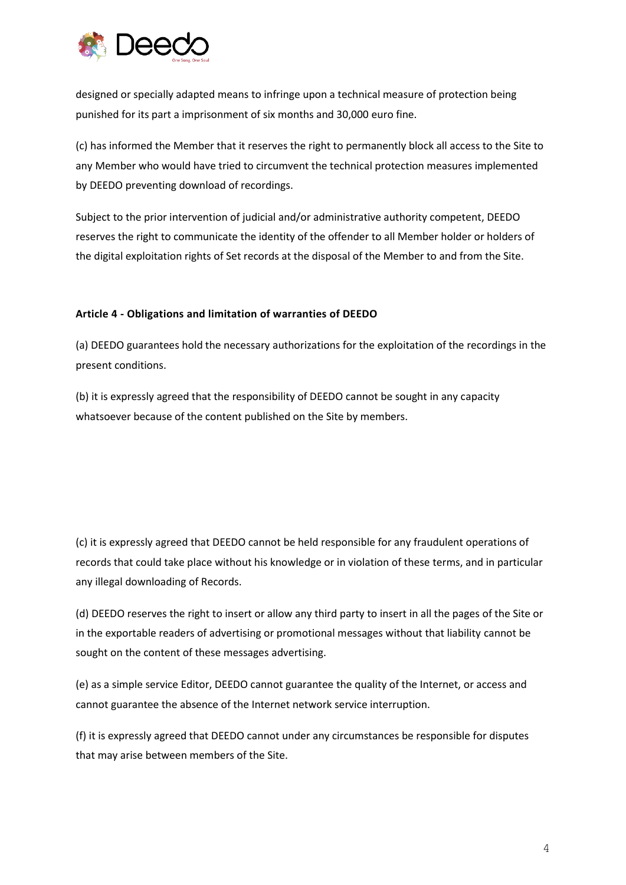designed or specially adapted means to infringe upon a technical measure of protection being punished for its part a imprisonment of six months and 30,000 euro fine.

(c) has informed the Member that it reserves the right to permanently block all access to the Site to any Member who would have tried to circumvent the technical protection measures implemented by DEEDO preventing download of recordings.

Subject to the prior intervention of judicial and/or administrative authority competent, DEEDO reserves the right to communicate the identity of the offender to all Member holder or holders of the digital exploitation rights of Set records at the disposal of the Member to and from the Site.

**Article 4 - Obligations and limitation of warranties of DEEDO**

(a) DEEDO guarantees hold the necessary authorizations for the exploitation of the recordings in the present conditions.

(b) it is expressly agreed that the responsibility of DEEDO cannot be sought in any capacity whatsoever because of the content published on the Site by members.

(c) it is expressly agreed that DEEDO cannot be held responsible for any fraudulent operations of records that could take place without his knowledge or in violation of these terms, and in particular any illegal downloading of Records.

(d) DEEDO reserves the right to insert or allow any third party to insert in all the pages of the Site or in the exportable readers of advertising or promotional messages without that liability cannot be sought on the content of these messages advertising.

(e) as a simple service Editor, DEEDO cannot guarantee the quality of the Internet, or access and cannot guarantee the absence of the Internet network service interruption.

(f) it is expressly agreed that DEEDO cannot under any circumstances be responsible for disputes that may arise between members of the Site.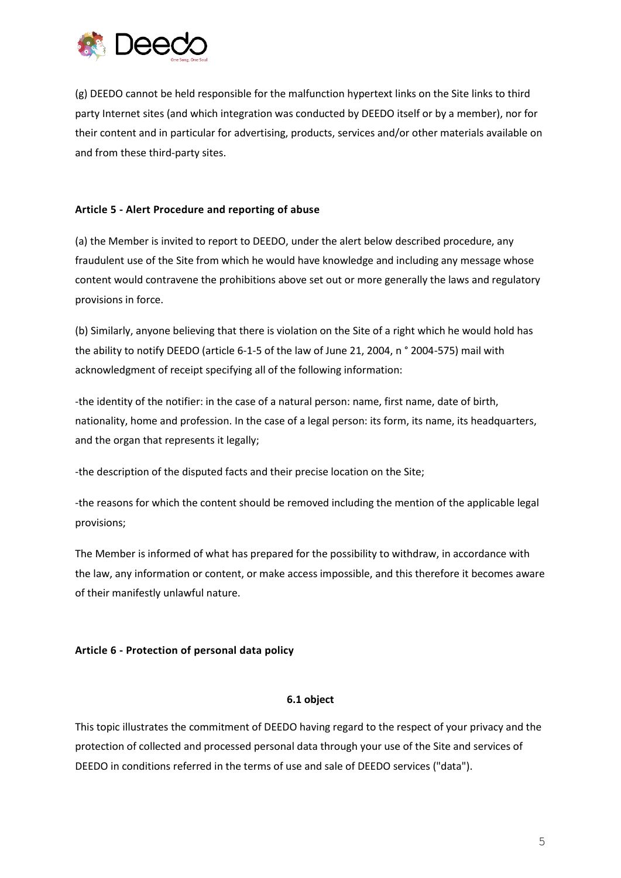(g) DEEDO cannot be held responsible for the malfunction hypertext links on the Site links to third party Internet sites (and which integration was conducted by DEEDO itself or by a member), nor for their content and in particular for advertising, products, services and/or other materials available on and from these third-party sites.

**Article 5 - Alert Procedure and reporting of abuse**

(a) the Member is invited to report to DEEDO, under the alert below described procedure, any fraudulent use of the Site from which he would have knowledge and including any message whose content would contravene the prohibitions above set out or more generally the laws and regulatory provisions in force.

(b) Similarly, anyone believing that there is violation on the Site of a right which he would hold has the ability to notify DEEDO (article 6-1-5 of the law of June 21, 2004, n ° 2004-575) mail with acknowledgment of receipt specifying all of the following information:

-the identity of the notifier: in the case of a natural person: name, first name, date of birth, nationality, home and profession. In the case of a legal person: its form, its name, its headquarters, and the organ that represents it legally;

-the description of the disputed facts and their precise location on the Site;

-the reasons for which the content should be removed including the mention of the applicable legal provisions;

The Member is informed of what has prepared for the possibility to withdraw, in accordance with the law, any information or content, or make access impossible, and this therefore it becomes aware of their manifestly unlawful nature.

**Article 6 - Protection of personal data policy**

**6.1 object**

This topic illustrates the commitment of DEEDO having regard to the respect of your privacy and the protection of collected and processed personal data through your use of the Site and services of DEEDO in conditions referred in the terms of use and sale of DEEDO services ("data").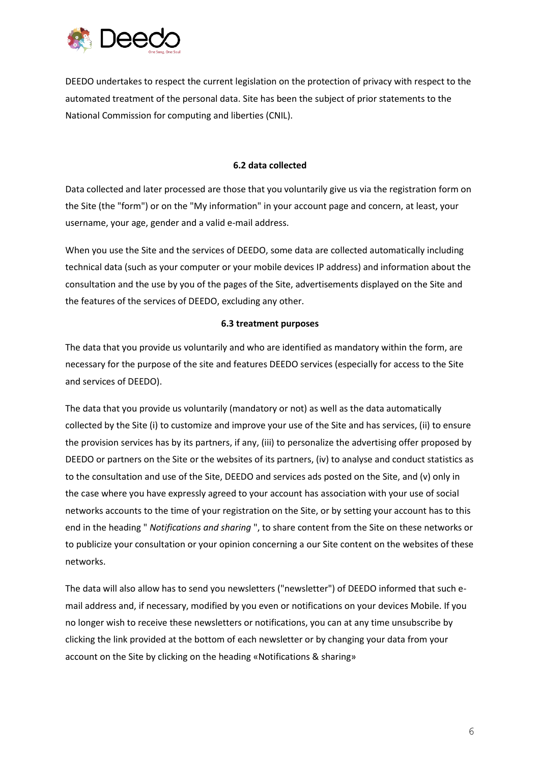DEEDO undertakes to respect the current legislation on the protection of privacy with respect to the automated treatment of the personal data. Site has been the subject of prior statements to the National Commission for computing and liberties (CNIL).

#### 6.2 data collected

Data collected and later processed are those that you voluntarily give us via the registration form on the Site (the "form") or on the "My information" in your account page and concern, at least, your username, your age, gender and a valid e-mail address.

When you use the Site and the services of DEEDO, some data are collected automatically including technical data (such as your computer or your mobile devices IP address) and information about the consultation and the use by you of the pages of the Site, advertisements displayed on the Site and the features of the services of DEEDO, excluding any other.

#### 6.3 treatment purposes

The data that you provide us voluntarily and who are identified as mandatory within the form, are necessary for the purpose of the site and features DEEDO services (especially for access to the Site and services of DEEDO).

The data that you provide us voluntarily (mandatory or not) as well as the data automatically collected by the Site (i) to customize and improve your use of the Site and has services, (ii) to ensure the provision services has by its partners, if any, (iii) to personalize the advertising offer proposed by DEEDO or partners on the Site or the websites of its partners, (iv) to analyse and conduct statistics as to the consultation and use of the Site, DEEDO and services ads posted on the Site, and (v) only in the case where you have expressly agreed to your account has association with your use of social networks accounts to the time of your registration on the Site, or by setting your account has to this end in the heading " *Notifications and sharing* ", to share content from the Site on these networks or to publicize your consultation or your opinion concerning a our Site content on the websites of these networks.

The data will also allow has to send you newsletters ("newsletter") of DEEDO informed that such e-mail address and, if necessary, modified by you even or notifications on your devices Mobile. If you no longer wish to receive these newsletters or notifications, you can at any time unsubscribe by clicking the link provided at the bottom of each newsletter or by changing your data from your account on the Site by clicking on the heading «Notifications & sharing»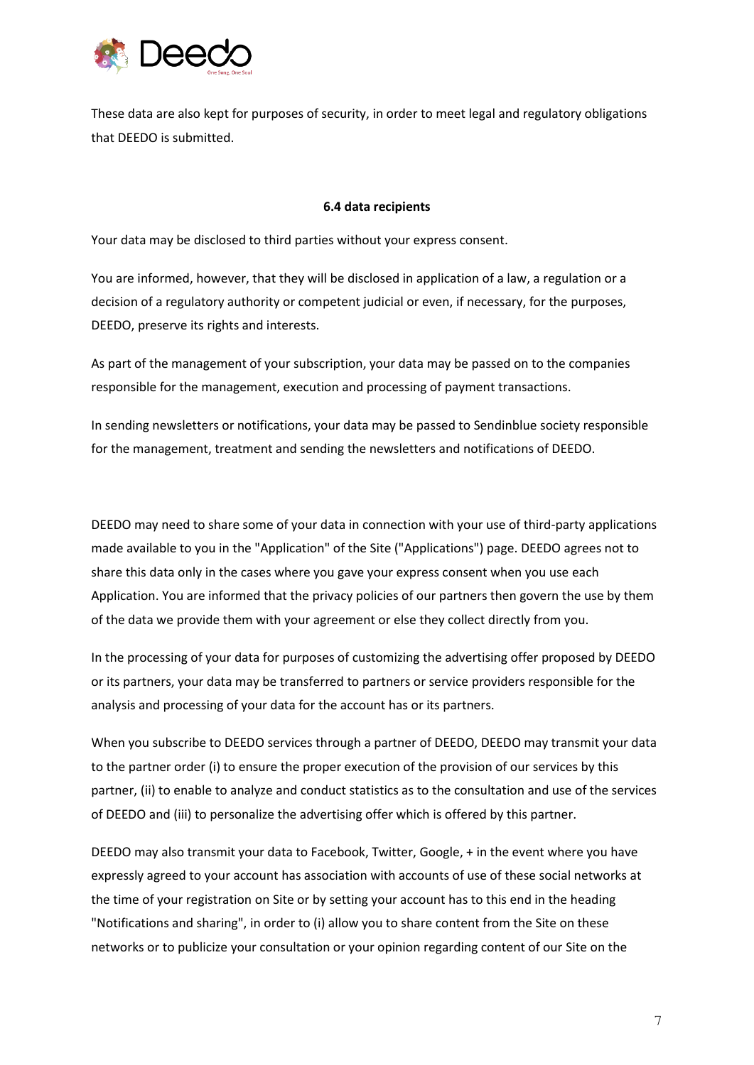These data are also kept for purposes of security, in order to meet legal and regulatory obligations that DEEDO is submitted.

### 6.4 data recipients

Your data may be disclosed to third parties without your express consent.

You are informed, however, that they will be disclosed in application of a law, a regulation or a decision of a regulatory authority or competent judicial or even, if necessary, for the purposes, DEEDO, preserve its rights and interests.

As part of the management of your subscription, your data may be passed on to the companies responsible for the management, execution and processing of payment transactions.

In sending newsletters or notifications, your data may be passed to Sendinblue society responsible for the management, treatment and sending the newsletters and notifications of DEEDO.

DEEDO may need to share some of your data in connection with your use of third-party applications made available to you in the "Application" of the Site ("Applications") page. DEEDO agrees not to share this data only in the cases where you gave your express consent when you use each Application. You are informed that the privacy policies of our partners then govern the use by them of the data we provide them with your agreement or else they collect directly from you.

In the processing of your data for purposes of customizing the advertising offer proposed by DEEDO or its partners, your data may be transferred to partners or service providers responsible for the analysis and processing of your data for the account has or its partners.

When you subscribe to DEEDO services through a partner of DEEDO, DEEDO may transmit your data to the partner order (i) to ensure the proper execution of the provision of our services by this partner, (ii) to enable to analyze and conduct statistics as to the consultation and use of the services of DEEDO and (iii) to personalize the advertising offer which is offered by this partner.

DEEDO may also transmit your data to Facebook, Twitter, Google, + in the event where you have expressly agreed to your account has association with accounts of use of these social networks at the time of your registration on Site or by setting your account has to this end in the heading "Notifications and sharing", in order to (i) allow you to share content from the Site on these networks or to publicize your consultation or your opinion regarding content of our Site on the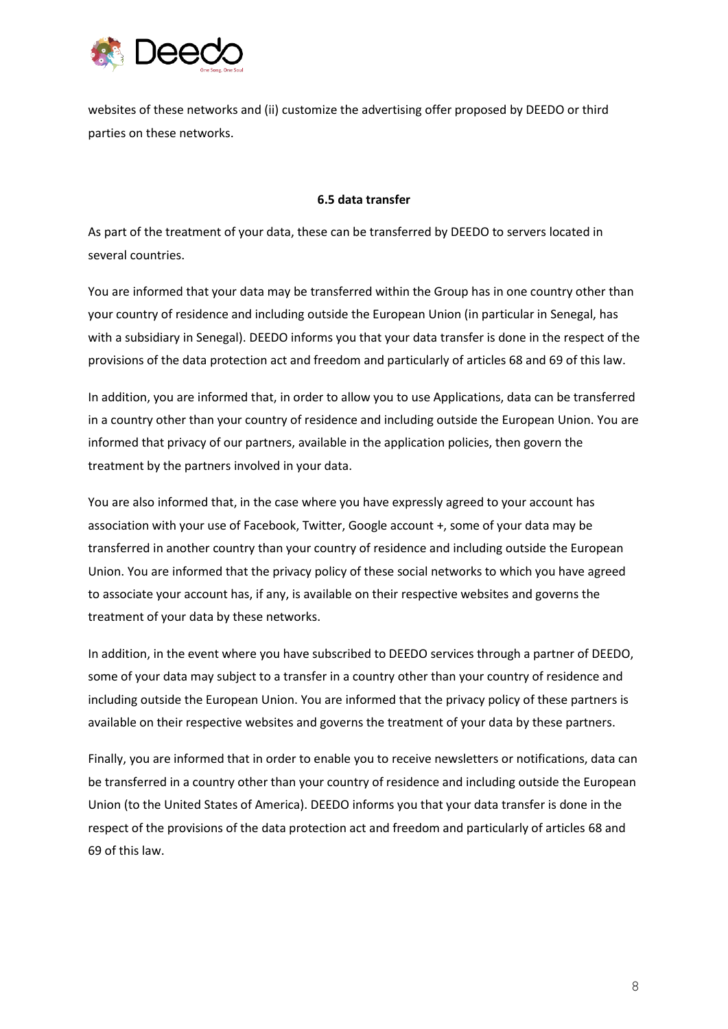websites of these networks and (ii) customize the advertising offer proposed by DEEDO or third parties on these networks.

**6.5 data transfer**

As part of the treatment of your data, these can be transferred by DEEDO to servers located in several countries.

You are informed that your data may be transferred within the Group has in one country other than your country of residence and including outside the European Union (in particular in Senegal, has with a subsidiary in Senegal). DEEDO informs you that your data transfer is done in the respect of the provisions of the data protection act and freedom and particularly of articles 68 and 69 of this law.

In addition, you are informed that, in order to allow you to use Applications, data can be transferred in a country other than your country of residence and including outside the European Union. You are informed that privacy of our partners, available in the application policies, then govern the treatment by the partners involved in your data.

You are also informed that, in the case where you have expressly agreed to your account has association with your use of Facebook, Twitter, Google account +, some of your data may be transferred in another country than your country of residence and including outside the European Union. You are informed that the privacy policy of these social networks to which you have agreed to associate your account has, if any, is available on their respective websites and governs the treatment of your data by these networks.

In addition, in the event where you have subscribed to DEEDO services through a partner of DEEDO, some of your data may subject to a transfer in a country other than your country of residence and including outside the European Union. You are informed that the privacy policy of these partners is available on their respective websites and governs the treatment of your data by these partners.

Finally, you are informed that in order to enable you to receive newsletters or notifications, data can be transferred in a country other than your country of residence and including outside the European Union (to the United States of America). DEEDO informs you that your data transfer is done in the respect of the provisions of the data protection act and freedom and particularly of articles 68 and 69 of this law.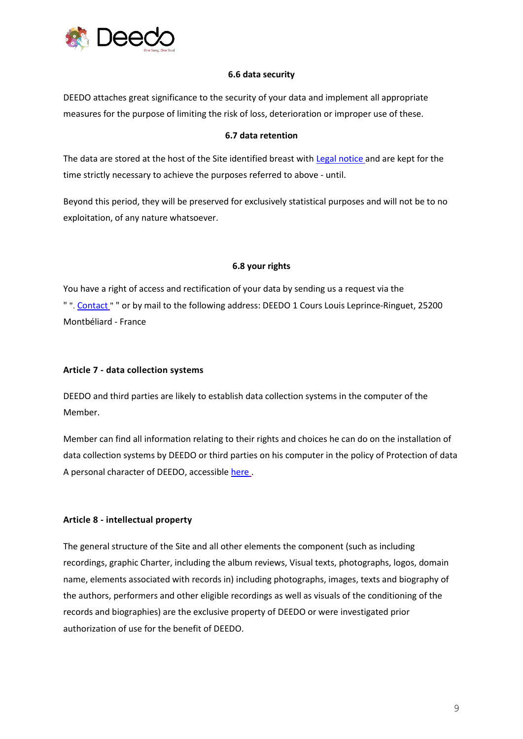### 6.6 data security

DEEDO attaches great significance to the security of your data and implement all appropriate measures for the purpose of limiting the risk of loss, deterioration or improper use of these.

### 6.7 data retention

The data are stored at the host of the Site identified breast with [Legal notice ]and are kept for the time strictly necessary to achieve the purposes referred to above - until.

Beyond this period, they will be preserved for exclusively statistical purposes and will not be to no exploitation, of any nature whatsoever.

### 6.8 your rights

You have a right of access and rectification of your data by sending us a request via the " ". [Contact ]" " or by mail to the following address: DEEDO 1 Cours Louis Leprince-Ringuet, 25200 Montbéliard - France

## Article 7 - data collection systems

DEEDO and third parties are likely to establish data collection systems in the computer of the Member.

Member can find all information relating to their rights and choices he can do on the installation of data collection systems by DEEDO or third parties on his computer in the policy of Protection of data A personal character of DEEDO, accessible [here ].

## Article 8 - intellectual property

The general structure of the Site and all other elements the component (such as including recordings, graphic Charter, including the album reviews, Visual texts, photographs, logos, domain name, elements associated with records in) including photographs, images, texts and biography of the authors, performers and other eligible recordings as well as visuals of the conditioning of the records and biographies) are the exclusive property of DEEDO or were investigated prior authorization of use for the benefit of DEEDO.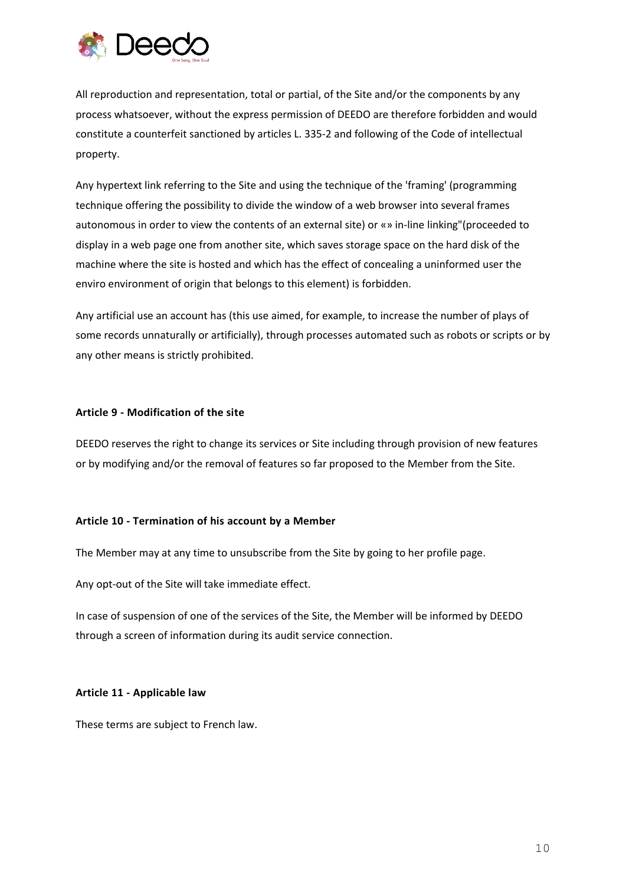All reproduction and representation, total or partial, of the Site and/or the components by any process whatsoever, without the express permission of DEEDO are therefore forbidden and would constitute a counterfeit sanctioned by articles L. 335-2 and following of the Code of intellectual property.

Any hypertext link referring to the Site and using the technique of the 'framing' (programming technique offering the possibility to divide the window of a web browser into several frames autonomous in order to view the contents of an external site) or «» in-line linking"(proceeded to display in a web page one from another site, which saves storage space on the hard disk of the machine where the site is hosted and which has the effect of concealing a uninformed user the enviro environment of origin that belongs to this element) is forbidden.

Any artificial use an account has (this use aimed, for example, to increase the number of plays of some records unnaturally or artificially), through processes automated such as robots or scripts or by any other means is strictly prohibited.

**Article 9 - Modification of the site**

DEEDO reserves the right to change its services or Site including through provision of new features or by modifying and/or the removal of features so far proposed to the Member from the Site.

**Article 10 - Termination of his account by a Member**

The Member may at any time to unsubscribe from the Site by going to her profile page.

Any opt-out of the Site will take immediate effect.

In case of suspension of one of the services of the Site, the Member will be informed by DEEDO through a screen of information during its audit service connection.

**Article 11 - Applicable law**

These terms are subject to French law.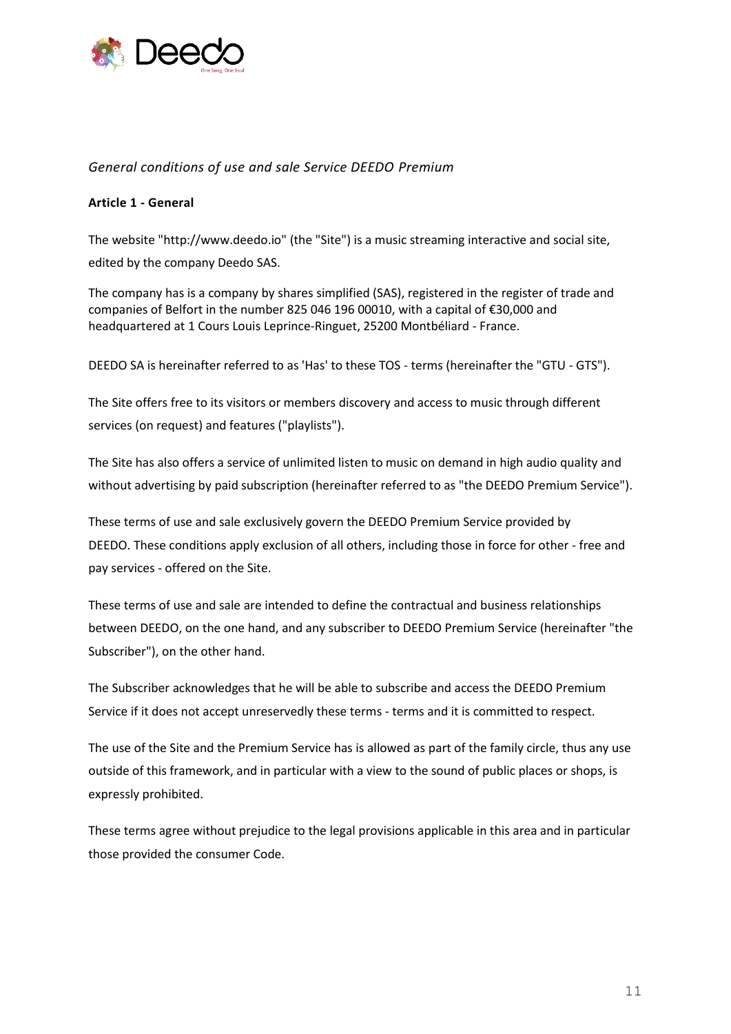*General conditions of use and sale Service DEEDO Premium*

**Article 1 - General**

The website "http://www.deedo.io" (the "Site") is a music streaming interactive and social site, edited by the company Deedo SAS.

The company has is a company by shares simplified (SAS), registered in the register of trade and companies of Belfort in the number 825 046 196 00010, with a capital of €30,000 and headquartered at 1 Cours Louis Leprince-Ringuet, 25200 Montbéliard - France.

DEEDO SA is hereinafter referred to as 'Has' to these TOS - terms (hereinafter the "GTU - GTS").

The Site offers free to its visitors or members discovery and access to music through different services (on request) and features ("playlists").

The Site has also offers a service of unlimited listen to music on demand in high audio quality and without advertising by paid subscription (hereinafter referred to as "the DEEDO Premium Service").

These terms of use and sale exclusively govern the DEEDO Premium Service provided by DEEDO. These conditions apply exclusion of all others, including those in force for other - free and pay services - offered on the Site.

These terms of use and sale are intended to define the contractual and business relationships between DEEDO, on the one hand, and any subscriber to DEEDO Premium Service (hereinafter "the Subscriber"), on the other hand.

The Subscriber acknowledges that he will be able to subscribe and access the DEEDO Premium Service if it does not accept unreservedly these terms - terms and it is committed to respect.

The use of the Site and the Premium Service has is allowed as part of the family circle, thus any use outside of this framework, and in particular with a view to the sound of public places or shops, is expressly prohibited.

These terms agree without prejudice to the legal provisions applicable in this area and in particular those provided the consumer Code.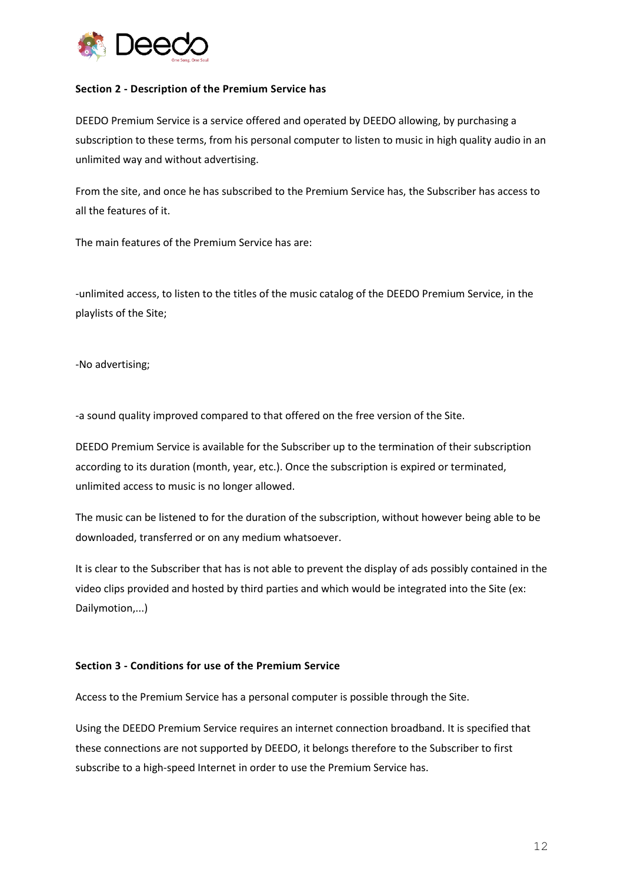**Section 2 - Description of the Premium Service has**

DEEDO Premium Service is a service offered and operated by DEEDO allowing, by purchasing a subscription to these terms, from his personal computer to listen to music in high quality audio in an unlimited way and without advertising.

From the site, and once he has subscribed to the Premium Service has, the Subscriber has access to all the features of it.

The main features of the Premium Service has are:

-unlimited access, to listen to the titles of the music catalog of the DEEDO Premium Service, in the playlists of the Site;

-No advertising;

-a sound quality improved compared to that offered on the free version of the Site.

DEEDO Premium Service is available for the Subscriber up to the termination of their subscription according to its duration (month, year, etc.). Once the subscription is expired or terminated, unlimited access to music is no longer allowed.

The music can be listened to for the duration of the subscription, without however being able to be downloaded, transferred or on any medium whatsoever.

It is clear to the Subscriber that has is not able to prevent the display of ads possibly contained in the video clips provided and hosted by third parties and which would be integrated into the Site (ex: Dailymotion,...)

**Section 3 - Conditions for use of the Premium Service**

Access to the Premium Service has a personal computer is possible through the Site.

Using the DEEDO Premium Service requires an internet connection broadband. It is specified that these connections are not supported by DEEDO, it belongs therefore to the Subscriber to first subscribe to a high-speed Internet in order to use the Premium Service has.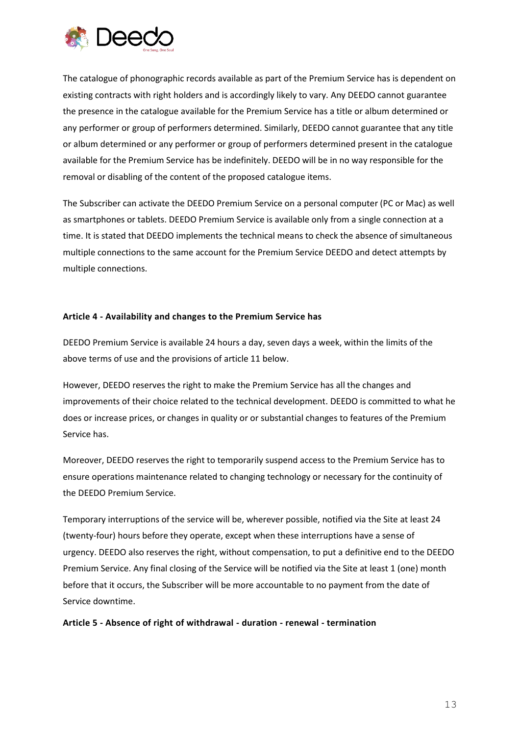The catalogue of phonographic records available as part of the Premium Service has is dependent on existing contracts with right holders and is accordingly likely to vary. Any DEEDO cannot guarantee the presence in the catalogue available for the Premium Service has a title or album determined or any performer or group of performers determined. Similarly, DEEDO cannot guarantee that any title or album determined or any performer or group of performers determined present in the catalogue available for the Premium Service has be indefinitely. DEEDO will be in no way responsible for the removal or disabling of the content of the proposed catalogue items.

The Subscriber can activate the DEEDO Premium Service on a personal computer (PC or Mac) as well as smartphones or tablets. DEEDO Premium Service is available only from a single connection at a time. It is stated that DEEDO implements the technical means to check the absence of simultaneous multiple connections to the same account for the Premium Service DEEDO and detect attempts by multiple connections.

**Article 4 - Availability and changes to the Premium Service has**

DEEDO Premium Service is available 24 hours a day, seven days a week, within the limits of the above terms of use and the provisions of article 11 below.

However, DEEDO reserves the right to make the Premium Service has all the changes and improvements of their choice related to the technical development. DEEDO is committed to what he does or increase prices, or changes in quality or or substantial changes to features of the Premium Service has.

Moreover, DEEDO reserves the right to temporarily suspend access to the Premium Service has to ensure operations maintenance related to changing technology or necessary for the continuity of the DEEDO Premium Service.

Temporary interruptions of the service will be, wherever possible, notified via the Site at least 24 (twenty-four) hours before they operate, except when these interruptions have a sense of urgency. DEEDO also reserves the right, without compensation, to put a definitive end to the DEEDO Premium Service. Any final closing of the Service will be notified via the Site at least 1 (one) month before that it occurs, the Subscriber will be more accountable to no payment from the date of Service downtime.

**Article 5 - Absence of right of withdrawal - duration - renewal - termination**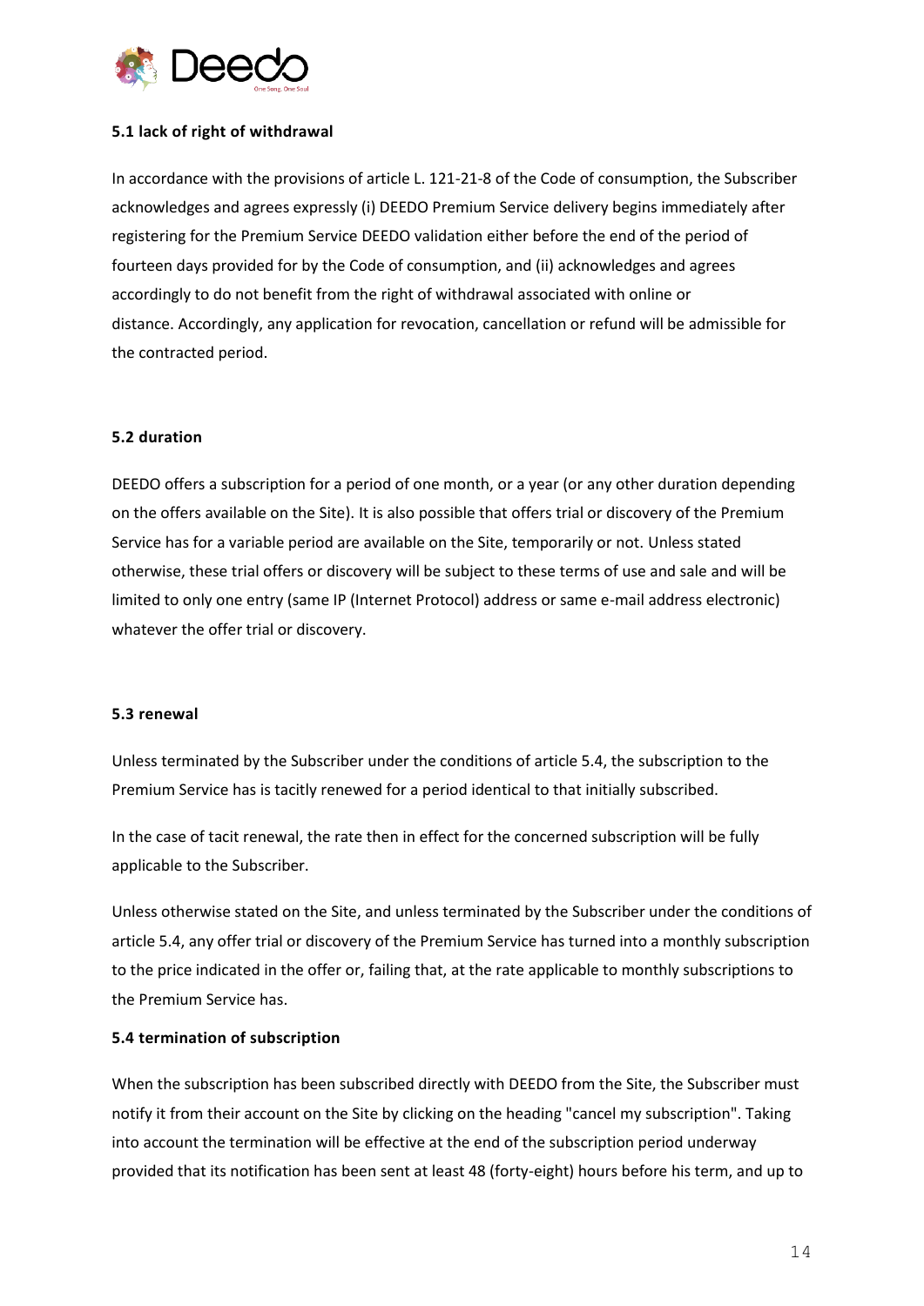**5.1 lack of right of withdrawal**

In accordance with the provisions of article L. 121-21-8 of the Code of consumption, the Subscriber acknowledges and agrees expressly (i) DEEDO Premium Service delivery begins immediately after registering for the Premium Service DEEDO validation either before the end of the period of fourteen days provided for by the Code of consumption, and (ii) acknowledges and agrees accordingly to do not benefit from the right of withdrawal associated with online or distance. Accordingly, any application for revocation, cancellation or refund will be admissible for the contracted period.

**5.2 duration**

DEEDO offers a subscription for a period of one month, or a year (or any other duration depending on the offers available on the Site). It is also possible that offers trial or discovery of the Premium Service has for a variable period are available on the Site, temporarily or not. Unless stated otherwise, these trial offers or discovery will be subject to these terms of use and sale and will be limited to only one entry (same IP (Internet Protocol) address or same e-mail address electronic) whatever the offer trial or discovery.

**5.3 renewal**

Unless terminated by the Subscriber under the conditions of article 5.4, the subscription to the Premium Service has is tacitly renewed for a period identical to that initially subscribed.

In the case of tacit renewal, the rate then in effect for the concerned subscription will be fully applicable to the Subscriber.

Unless otherwise stated on the Site, and unless terminated by the Subscriber under the conditions of article 5.4, any offer trial or discovery of the Premium Service has turned into a monthly subscription to the price indicated in the offer or, failing that, at the rate applicable to monthly subscriptions to the Premium Service has.

**5.4 termination of subscription**

When the subscription has been subscribed directly with DEEDO from the Site, the Subscriber must notify it from their account on the Site by clicking on the heading "cancel my subscription". Taking into account the termination will be effective at the end of the subscription period underway provided that its notification has been sent at least 48 (forty-eight) hours before his term, and up to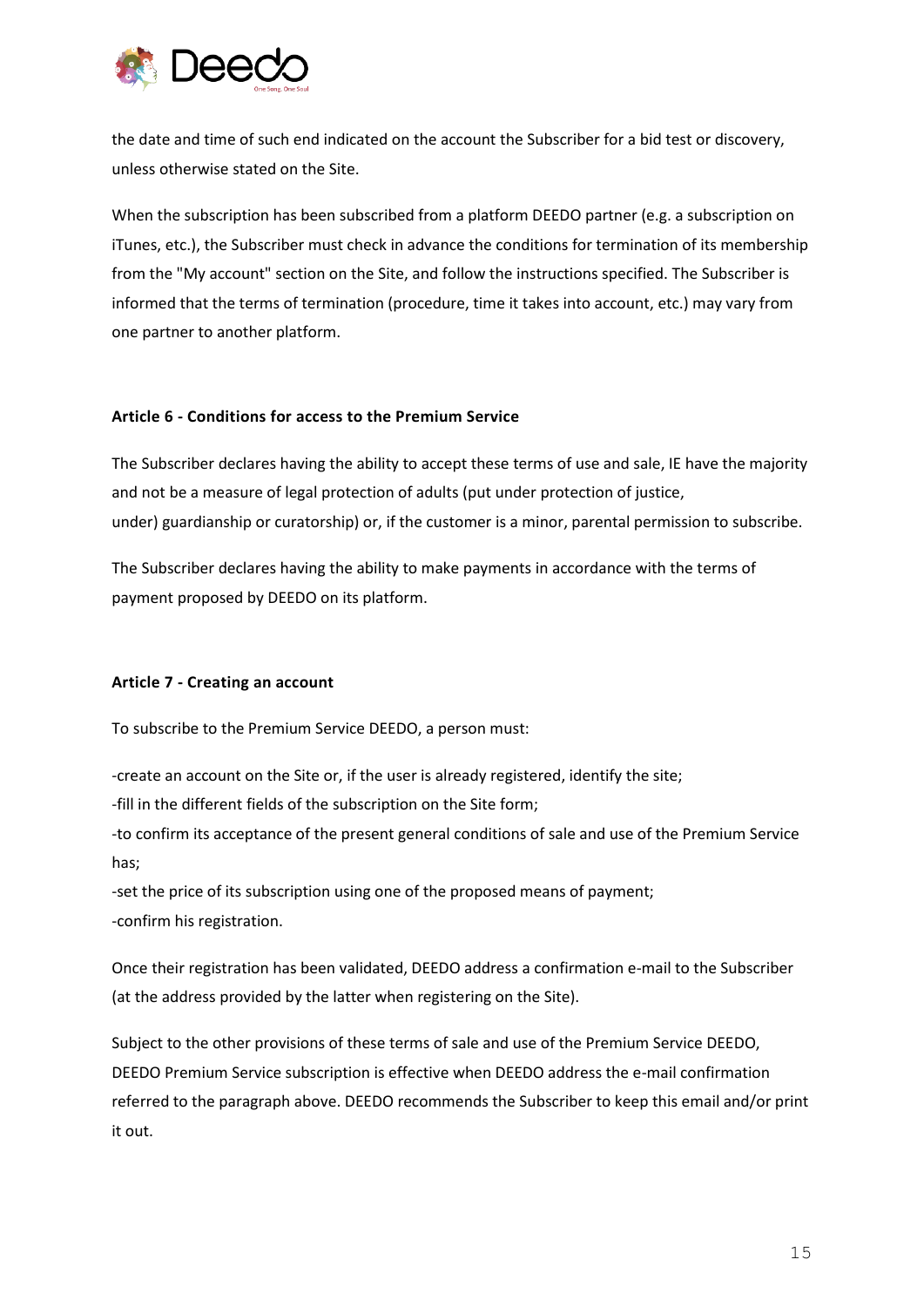the date and time of such end indicated on the account the Subscriber for a bid test or discovery, unless otherwise stated on the Site.

When the subscription has been subscribed from a platform DEEDO partner (e.g. a subscription on iTunes, etc.), the Subscriber must check in advance the conditions for termination of its membership from the "My account" section on the Site, and follow the instructions specified. The Subscriber is informed that the terms of termination (procedure, time it takes into account, etc.) may vary from one partner to another platform.

**Article 6 - Conditions for access to the Premium Service**

The Subscriber declares having the ability to accept these terms of use and sale, IE have the majority and not be a measure of legal protection of adults (put under protection of justice, under) guardianship or curatorship) or, if the customer is a minor, parental permission to subscribe.

The Subscriber declares having the ability to make payments in accordance with the terms of payment proposed by DEEDO on its platform.

**Article 7 - Creating an account**

To subscribe to the Premium Service DEEDO, a person must:

-create an account on the Site or, if the user is already registered, identify the site;
-fill in the different fields of the subscription on the Site form;
-to confirm its acceptance of the present general conditions of sale and use of the Premium Service has;
-set the price of its subscription using one of the proposed means of payment;
-confirm his registration.

Once their registration has been validated, DEEDO address a confirmation e-mail to the Subscriber (at the address provided by the latter when registering on the Site).

Subject to the other provisions of these terms of sale and use of the Premium Service DEEDO, DEEDO Premium Service subscription is effective when DEEDO address the e-mail confirmation referred to the paragraph above. DEEDO recommends the Subscriber to keep this email and/or print it out.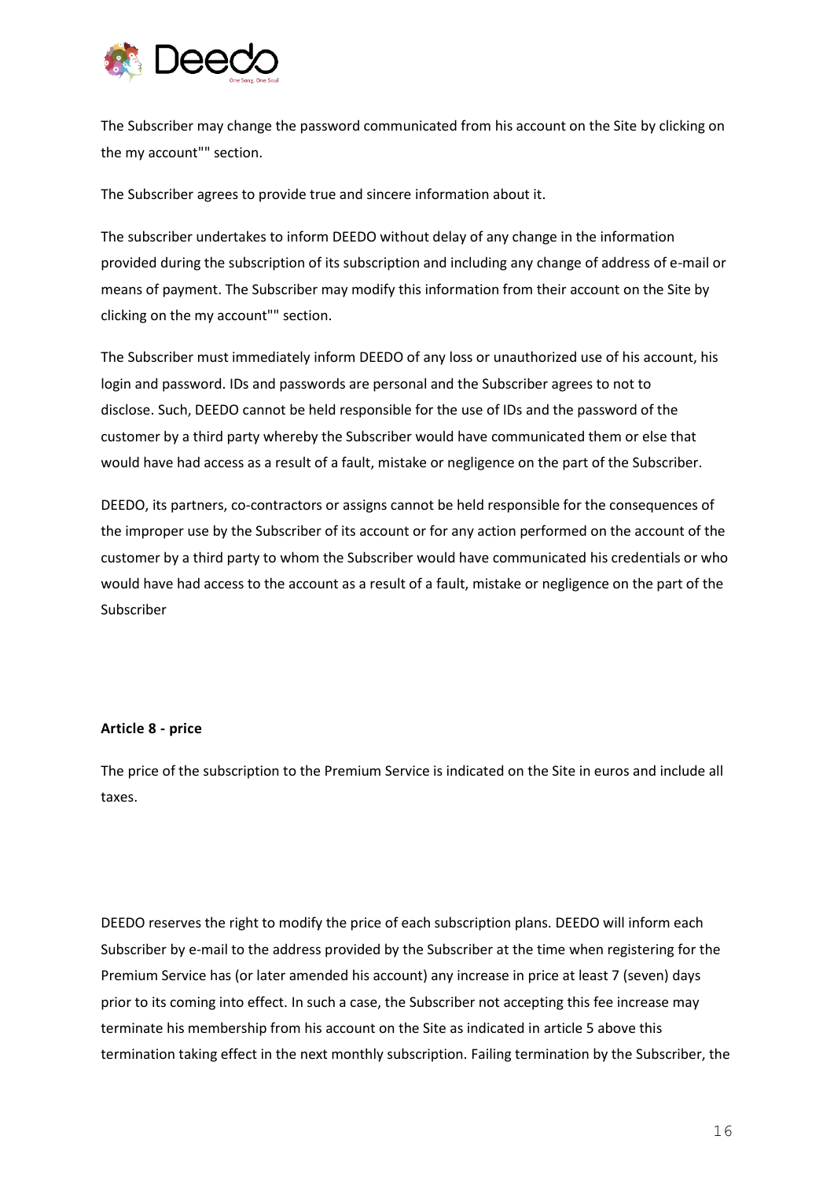The Subscriber may change the password communicated from his account on the Site by clicking on the my account"" section.

The Subscriber agrees to provide true and sincere information about it.

The subscriber undertakes to inform DEEDO without delay of any change in the information provided during the subscription of its subscription and including any change of address of e-mail or means of payment. The Subscriber may modify this information from their account on the Site by clicking on the my account"" section.

The Subscriber must immediately inform DEEDO of any loss or unauthorized use of his account, his login and password. IDs and passwords are personal and the Subscriber agrees to not to disclose. Such, DEEDO cannot be held responsible for the use of IDs and the password of the customer by a third party whereby the Subscriber would have communicated them or else that would have had access as a result of a fault, mistake or negligence on the part of the Subscriber.

DEEDO, its partners, co-contractors or assigns cannot be held responsible for the consequences of the improper use by the Subscriber of its account or for any action performed on the account of the customer by a third party to whom the Subscriber would have communicated his credentials or who would have had access to the account as a result of a fault, mistake or negligence on the part of the Subscriber

**Article 8 - price**

The price of the subscription to the Premium Service is indicated on the Site in euros and include all taxes.

DEEDO reserves the right to modify the price of each subscription plans. DEEDO will inform each Subscriber by e-mail to the address provided by the Subscriber at the time when registering for the Premium Service has (or later amended his account) any increase in price at least 7 (seven) days prior to its coming into effect. In such a case, the Subscriber not accepting this fee increase may terminate his membership from his account on the Site as indicated in article 5 above this termination taking effect in the next monthly subscription. Failing termination by the Subscriber, the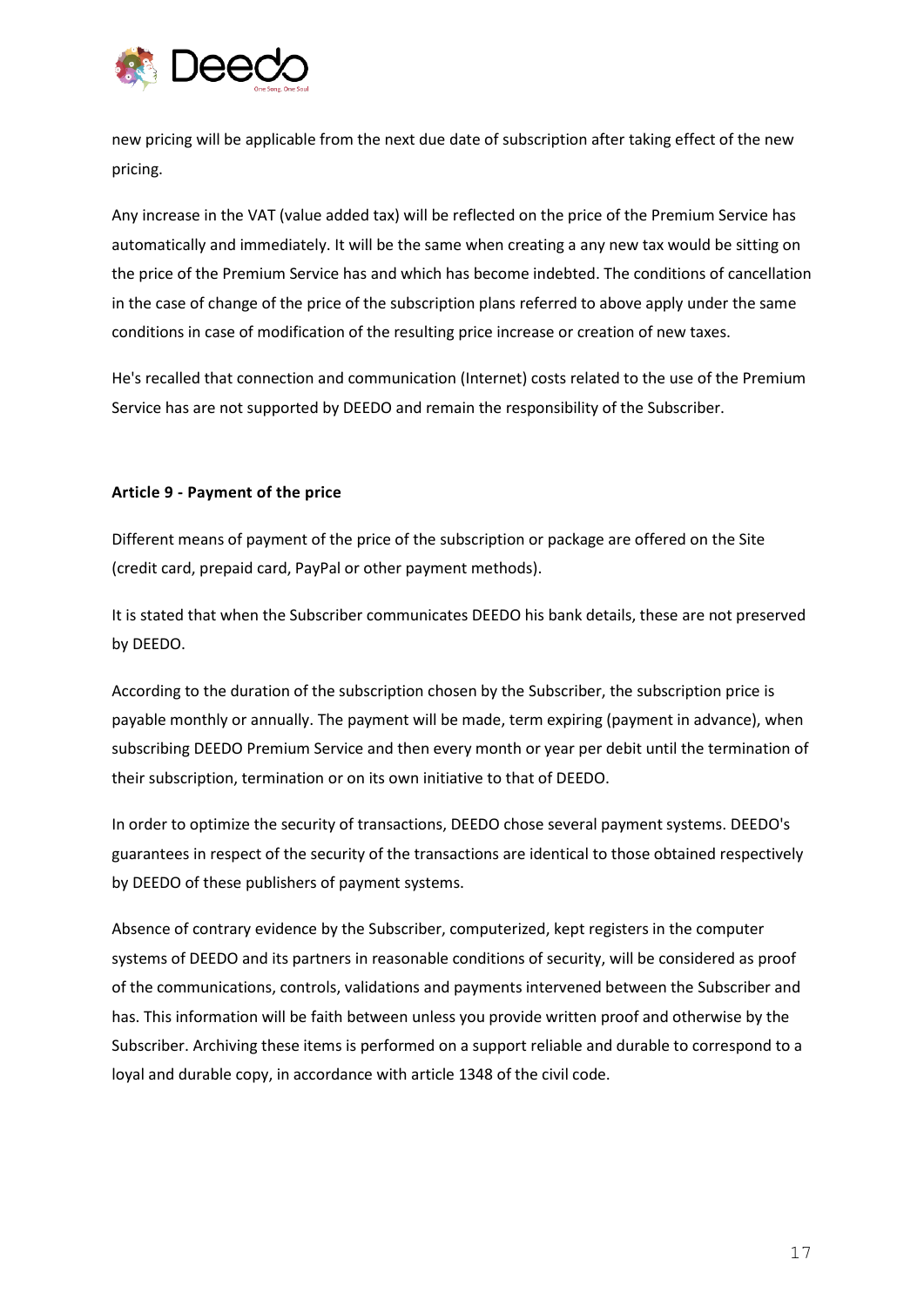new pricing will be applicable from the next due date of subscription after taking effect of the new pricing.

Any increase in the VAT (value added tax) will be reflected on the price of the Premium Service has automatically and immediately. It will be the same when creating a any new tax would be sitting on the price of the Premium Service has and which has become indebted. The conditions of cancellation in the case of change of the price of the subscription plans referred to above apply under the same conditions in case of modification of the resulting price increase or creation of new taxes.

He's recalled that connection and communication (Internet) costs related to the use of the Premium Service has are not supported by DEEDO and remain the responsibility of the Subscriber.

**Article 9 - Payment of the price**

Different means of payment of the price of the subscription or package are offered on the Site (credit card, prepaid card, PayPal or other payment methods).

It is stated that when the Subscriber communicates DEEDO his bank details, these are not preserved by DEEDO.

According to the duration of the subscription chosen by the Subscriber, the subscription price is payable monthly or annually. The payment will be made, term expiring (payment in advance), when subscribing DEEDO Premium Service and then every month or year per debit until the termination of their subscription, termination or on its own initiative to that of DEEDO.

In order to optimize the security of transactions, DEEDO chose several payment systems. DEEDO's guarantees in respect of the security of the transactions are identical to those obtained respectively by DEEDO of these publishers of payment systems.

Absence of contrary evidence by the Subscriber, computerized, kept registers in the computer systems of DEEDO and its partners in reasonable conditions of security, will be considered as proof of the communications, controls, validations and payments intervened between the Subscriber and has. This information will be faith between unless you provide written proof and otherwise by the Subscriber. Archiving these items is performed on a support reliable and durable to correspond to a loyal and durable copy, in accordance with article 1348 of the civil code.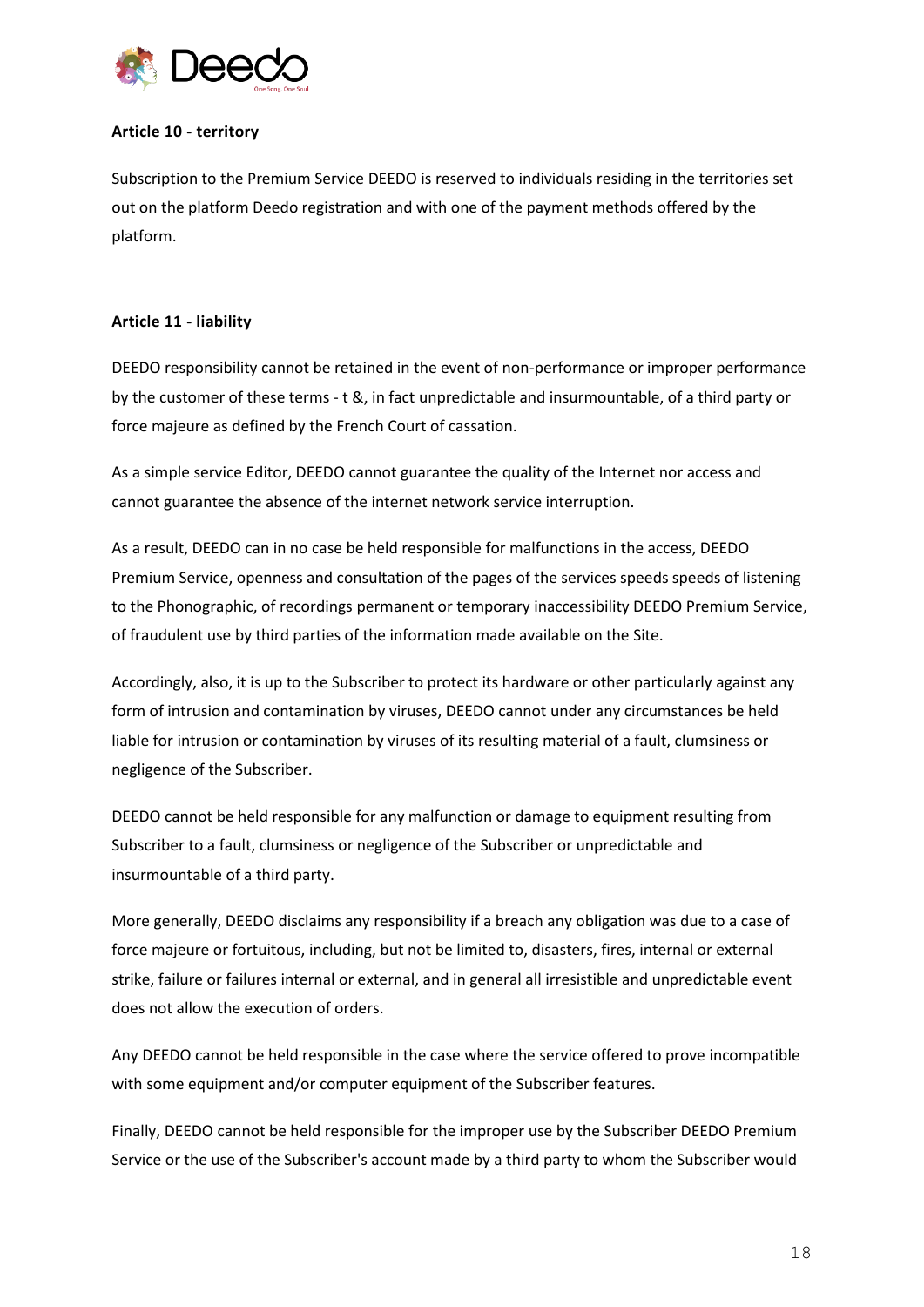**Article 10 - territory**

Subscription to the Premium Service DEEDO is reserved to individuals residing in the territories set out on the platform Deedo registration and with one of the payment methods offered by the platform.

**Article 11 - liability**

DEEDO responsibility cannot be retained in the event of non-performance or improper performance by the customer of these terms - t &, in fact unpredictable and insurmountable, of a third party or force majeure as defined by the French Court of cassation.

As a simple service Editor, DEEDO cannot guarantee the quality of the Internet nor access and cannot guarantee the absence of the internet network service interruption.

As a result, DEEDO can in no case be held responsible for malfunctions in the access, DEEDO Premium Service, openness and consultation of the pages of the services speeds speeds of listening to the Phonographic, of recordings permanent or temporary inaccessibility DEEDO Premium Service, of fraudulent use by third parties of the information made available on the Site.

Accordingly, also, it is up to the Subscriber to protect its hardware or other particularly against any form of intrusion and contamination by viruses, DEEDO cannot under any circumstances be held liable for intrusion or contamination by viruses of its resulting material of a fault, clumsiness or negligence of the Subscriber.

DEEDO cannot be held responsible for any malfunction or damage to equipment resulting from Subscriber to a fault, clumsiness or negligence of the Subscriber or unpredictable and insurmountable of a third party.

More generally, DEEDO disclaims any responsibility if a breach any obligation was due to a case of force majeure or fortuitous, including, but not be limited to, disasters, fires, internal or external strike, failure or failures internal or external, and in general all irresistible and unpredictable event does not allow the execution of orders.

Any DEEDO cannot be held responsible in the case where the service offered to prove incompatible with some equipment and/or computer equipment of the Subscriber features.

Finally, DEEDO cannot be held responsible for the improper use by the Subscriber DEEDO Premium Service or the use of the Subscriber's account made by a third party to whom the Subscriber would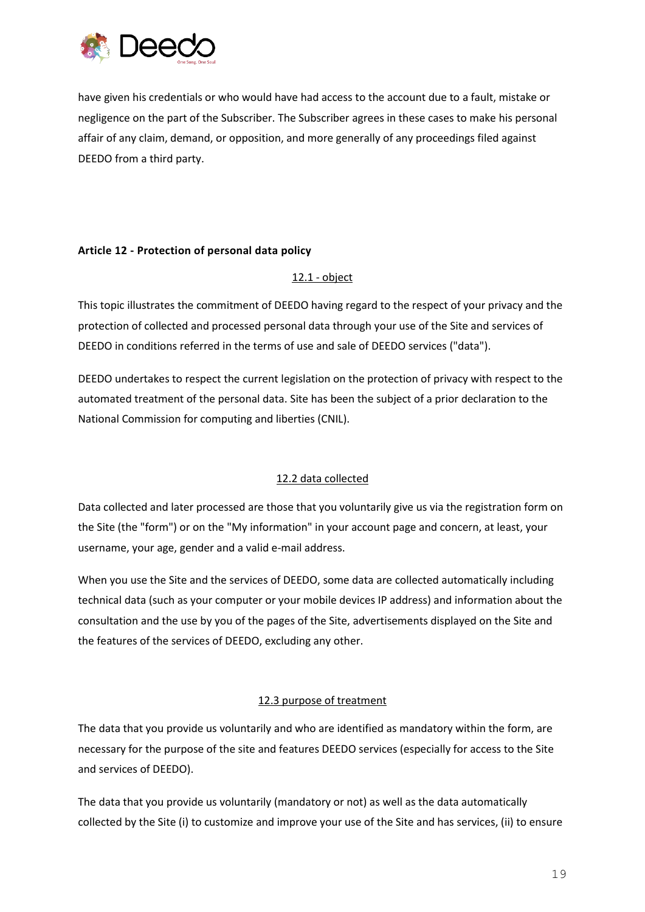have given his credentials or who would have had access to the account due to a fault, mistake or negligence on the part of the Subscriber. The Subscriber agrees in these cases to make his personal affair of any claim, demand, or opposition, and more generally of any proceedings filed against DEEDO from a third party.

**Article 12 - Protection of personal data policy**

12.1 - object

This topic illustrates the commitment of DEEDO having regard to the respect of your privacy and the protection of collected and processed personal data through your use of the Site and services of DEEDO in conditions referred in the terms of use and sale of DEEDO services ("data").

DEEDO undertakes to respect the current legislation on the protection of privacy with respect to the automated treatment of the personal data. Site has been the subject of a prior declaration to the National Commission for computing and liberties (CNIL).

12.2 data collected

Data collected and later processed are those that you voluntarily give us via the registration form on the Site (the "form") or on the "My information" in your account page and concern, at least, your username, your age, gender and a valid e-mail address.

When you use the Site and the services of DEEDO, some data are collected automatically including technical data (such as your computer or your mobile devices IP address) and information about the consultation and the use by you of the pages of the Site, advertisements displayed on the Site and the features of the services of DEEDO, excluding any other.

12.3 purpose of treatment

The data that you provide us voluntarily and who are identified as mandatory within the form, are necessary for the purpose of the site and features DEEDO services (especially for access to the Site and services of DEEDO).

The data that you provide us voluntarily (mandatory or not) as well as the data automatically collected by the Site (i) to customize and improve your use of the Site and has services, (ii) to ensure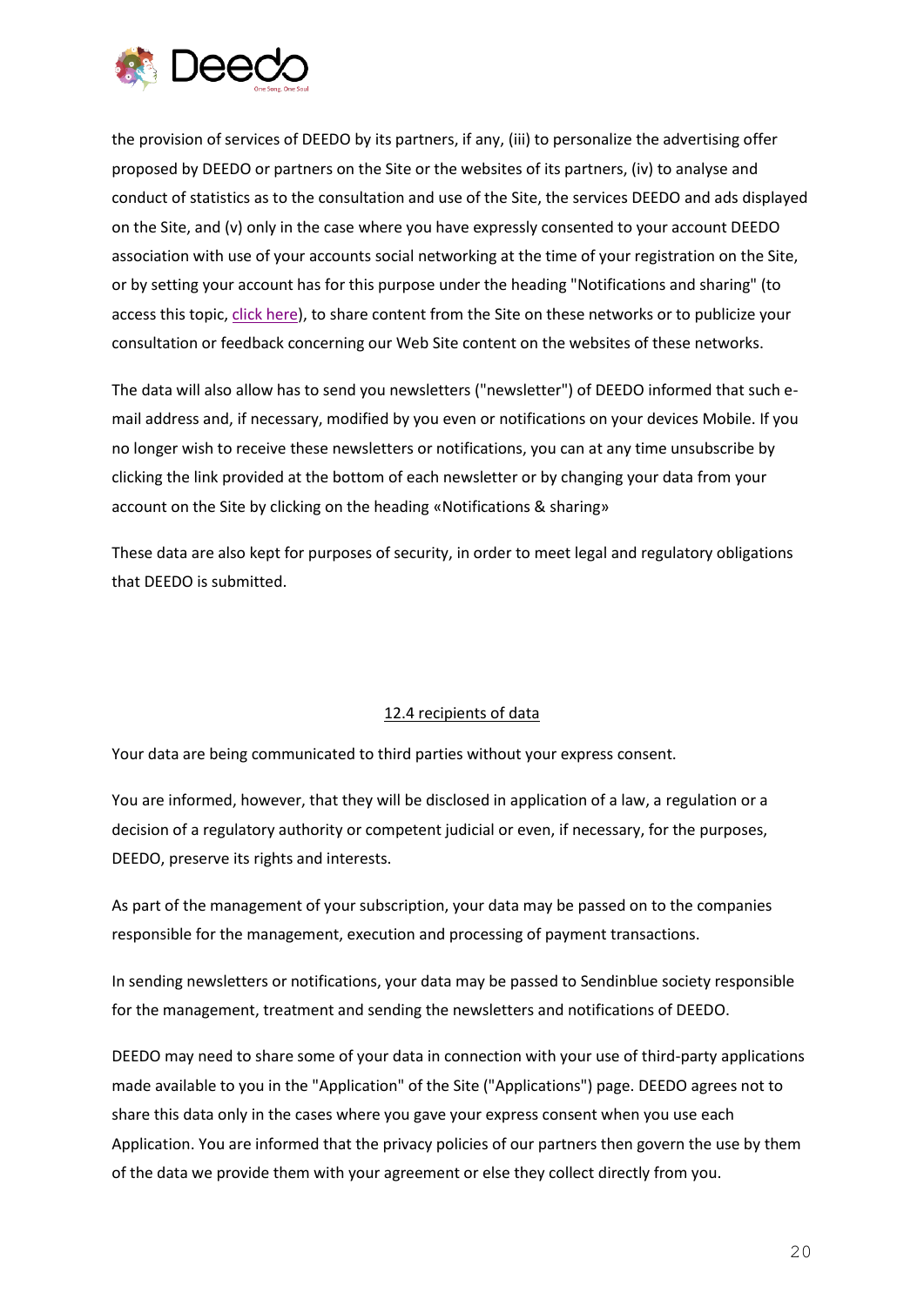the provision of services of DEEDO by its partners, if any, (iii) to personalize the advertising offer proposed by DEEDO or partners on the Site or the websites of its partners, (iv) to analyse and conduct of statistics as to the consultation and use of the Site, the services DEEDO and ads displayed on the Site, and (v) only in the case where you have expressly consented to your account DEEDO association with use of your accounts social networking at the time of your registration on the Site, or by setting your account has for this purpose under the heading "Notifications and sharing" (to access this topic, click here), to share content from the Site on these networks or to publicize your consultation or feedback concerning our Web Site content on the websites of these networks.

The data will also allow has to send you newsletters ("newsletter") of DEEDO informed that such e-mail address and, if necessary, modified by you even or notifications on your devices Mobile. If you no longer wish to receive these newsletters or notifications, you can at any time unsubscribe by clicking the link provided at the bottom of each newsletter or by changing your data from your account on the Site by clicking on the heading «Notifications & sharing»

These data are also kept for purposes of security, in order to meet legal and regulatory obligations that DEEDO is submitted.

## 12.4 recipients of data

Your data are being communicated to third parties without your express consent.

You are informed, however, that they will be disclosed in application of a law, a regulation or a decision of a regulatory authority or competent judicial or even, if necessary, for the purposes, DEEDO, preserve its rights and interests.

As part of the management of your subscription, your data may be passed on to the companies responsible for the management, execution and processing of payment transactions.

In sending newsletters or notifications, your data may be passed to Sendinblue society responsible for the management, treatment and sending the newsletters and notifications of DEEDO.

DEEDO may need to share some of your data in connection with your use of third-party applications made available to you in the "Application" of the Site ("Applications") page. DEEDO agrees not to share this data only in the cases where you gave your express consent when you use each Application. You are informed that the privacy policies of our partners then govern the use by them of the data we provide them with your agreement or else they collect directly from you.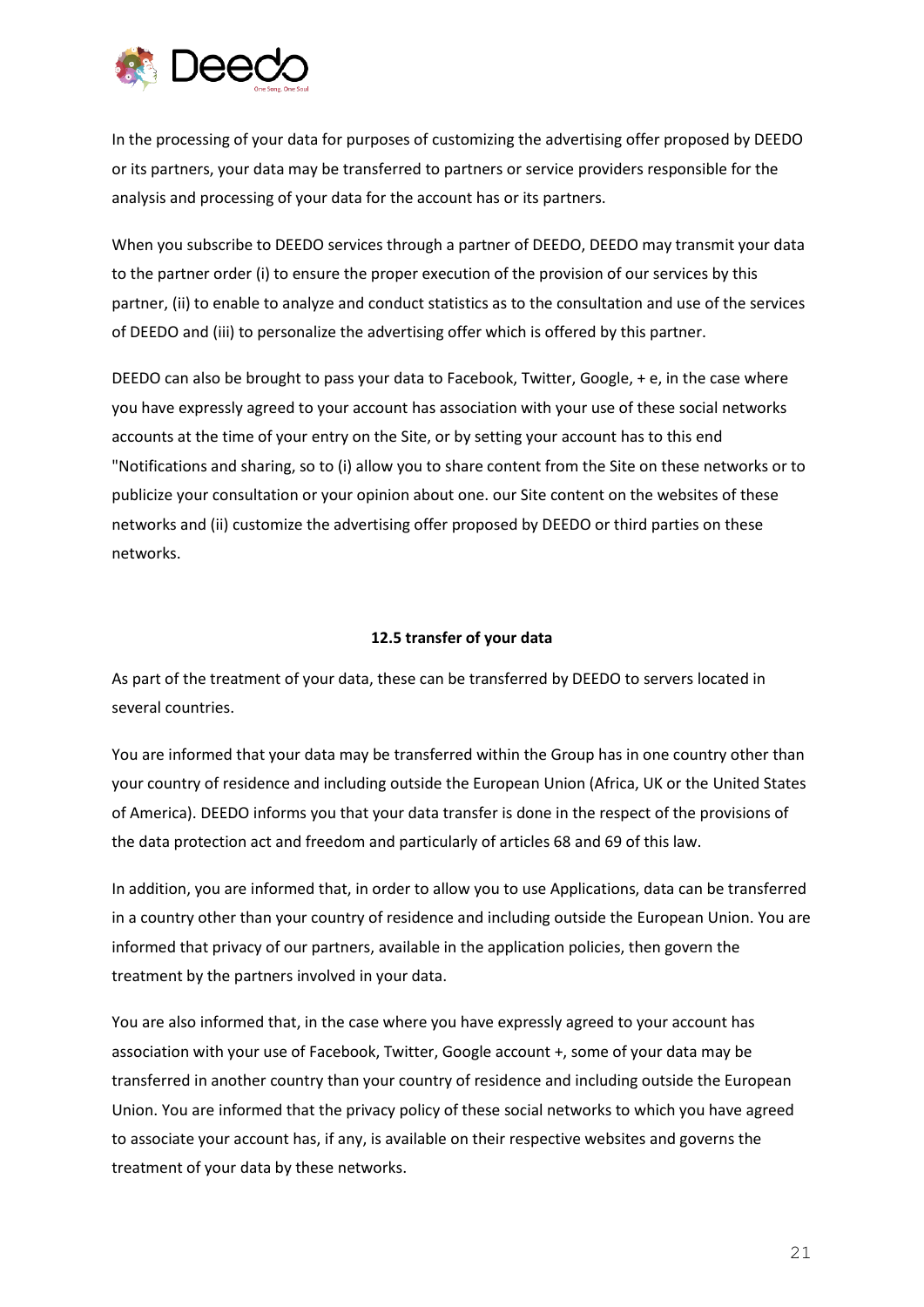In the processing of your data for purposes of customizing the advertising offer proposed by DEEDO or its partners, your data may be transferred to partners or service providers responsible for the analysis and processing of your data for the account has or its partners.

When you subscribe to DEEDO services through a partner of DEEDO, DEEDO may transmit your data to the partner order (i) to ensure the proper execution of the provision of our services by this partner, (ii) to enable to analyze and conduct statistics as to the consultation and use of the services of DEEDO and (iii) to personalize the advertising offer which is offered by this partner.

DEEDO can also be brought to pass your data to Facebook, Twitter, Google, + e, in the case where you have expressly agreed to your account has association with your use of these social networks accounts at the time of your entry on the Site, or by setting your account has to this end "Notifications and sharing, so to (i) allow you to share content from the Site on these networks or to publicize your consultation or your opinion about one. our Site content on the websites of these networks and (ii) customize the advertising offer proposed by DEEDO or third parties on these networks.

**12.5 transfer of your data**

As part of the treatment of your data, these can be transferred by DEEDO to servers located in several countries.

You are informed that your data may be transferred within the Group has in one country other than your country of residence and including outside the European Union (Africa, UK or the United States of America). DEEDO informs you that your data transfer is done in the respect of the provisions of the data protection act and freedom and particularly of articles 68 and 69 of this law.

In addition, you are informed that, in order to allow you to use Applications, data can be transferred in a country other than your country of residence and including outside the European Union. You are informed that privacy of our partners, available in the application policies, then govern the treatment by the partners involved in your data.

You are also informed that, in the case where you have expressly agreed to your account has association with your use of Facebook, Twitter, Google account +, some of your data may be transferred in another country than your country of residence and including outside the European Union. You are informed that the privacy policy of these social networks to which you have agreed to associate your account has, if any, is available on their respective websites and governs the treatment of your data by these networks.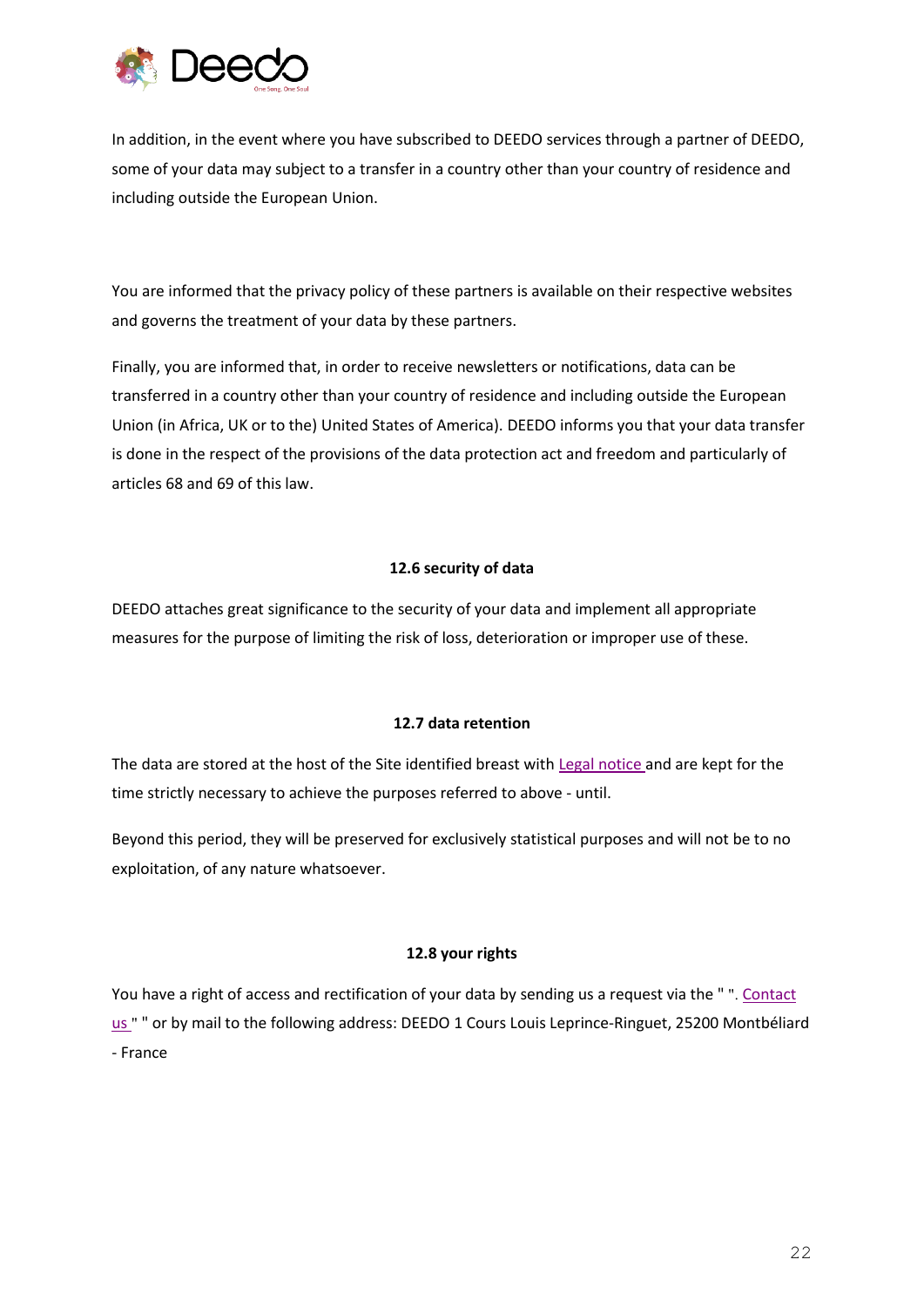In addition, in the event where you have subscribed to DEEDO services through a partner of DEEDO, some of your data may subject to a transfer in a country other than your country of residence and including outside the European Union.

You are informed that the privacy policy of these partners is available on their respective websites and governs the treatment of your data by these partners.

Finally, you are informed that, in order to receive newsletters or notifications, data can be transferred in a country other than your country of residence and including outside the European Union (in Africa, UK or to the) United States of America). DEEDO informs you that your data transfer is done in the respect of the provisions of the data protection act and freedom and particularly of articles 68 and 69 of this law.

### 12.6 security of data

DEEDO attaches great significance to the security of your data and implement all appropriate measures for the purpose of limiting the risk of loss, deterioration or improper use of these.

### 12.7 data retention

The data are stored at the host of the Site identified breast with Legal notice and are kept for the time strictly necessary to achieve the purposes referred to above - until.

Beyond this period, they will be preserved for exclusively statistical purposes and will not be to no exploitation, of any nature whatsoever.

### 12.8 your rights

You have a right of access and rectification of your data by sending us a request via the " ". Contact us " " or by mail to the following address: DEEDO 1 Cours Louis Leprince-Ringuet, 25200 Montbéliard - France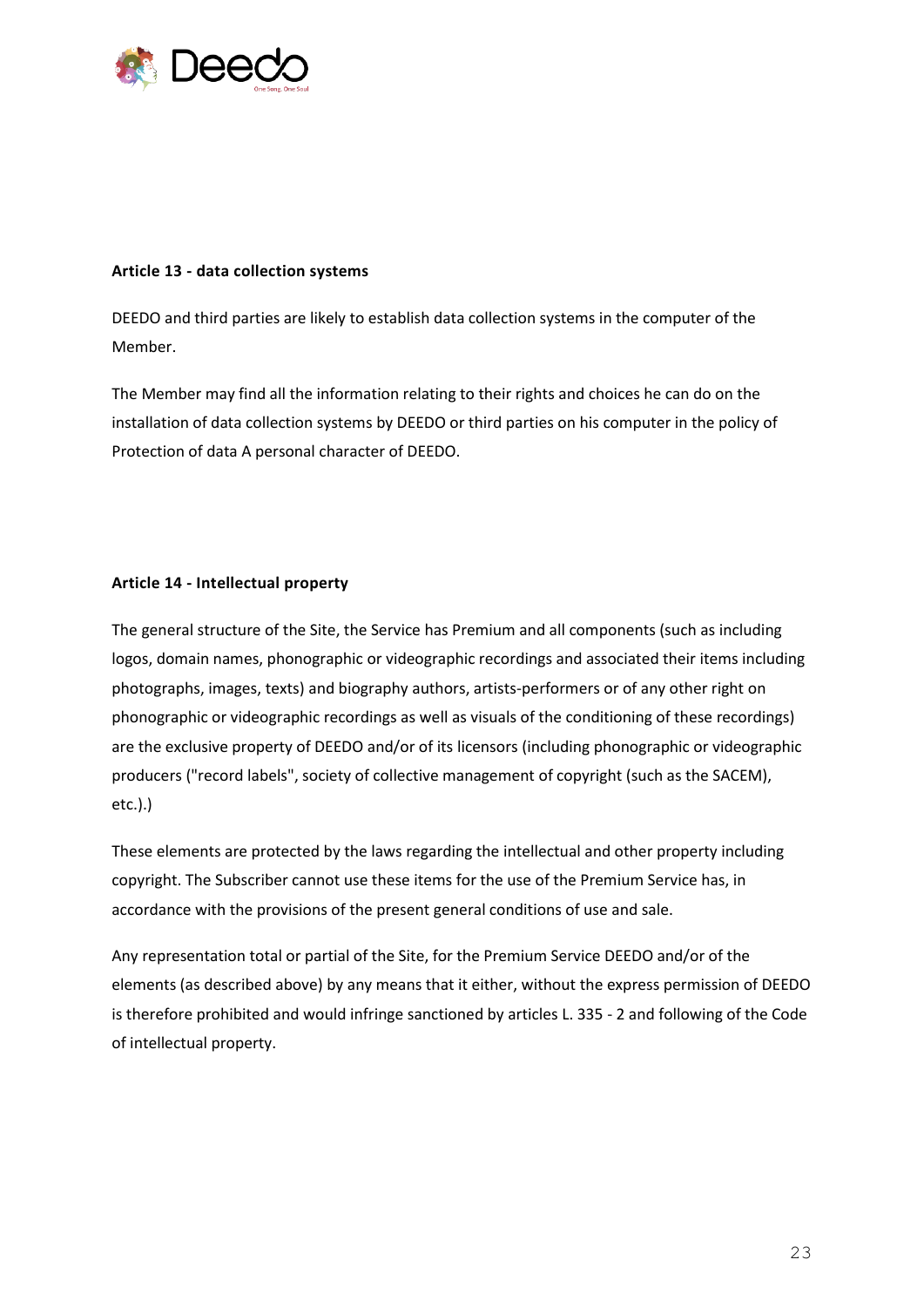**Article 13 - data collection systems**

DEEDO and third parties are likely to establish data collection systems in the computer of the Member.

The Member may find all the information relating to their rights and choices he can do on the installation of data collection systems by DEEDO or third parties on his computer in the policy of Protection of data A personal character of DEEDO.

**Article 14 - Intellectual property**

The general structure of the Site, the Service has Premium and all components (such as including logos, domain names, phonographic or videographic recordings and associated their items including photographs, images, texts) and biography authors, artists-performers or of any other right on phonographic or videographic recordings as well as visuals of the conditioning of these recordings) are the exclusive property of DEEDO and/or of its licensors (including phonographic or videographic producers ("record labels", society of collective management of copyright (such as the SACEM), etc.).)

These elements are protected by the laws regarding the intellectual and other property including copyright. The Subscriber cannot use these items for the use of the Premium Service has, in accordance with the provisions of the present general conditions of use and sale.

Any representation total or partial of the Site, for the Premium Service DEEDO and/or of the elements (as described above) by any means that it either, without the express permission of DEEDO is therefore prohibited and would infringe sanctioned by articles L. 335 - 2 and following of the Code of intellectual property.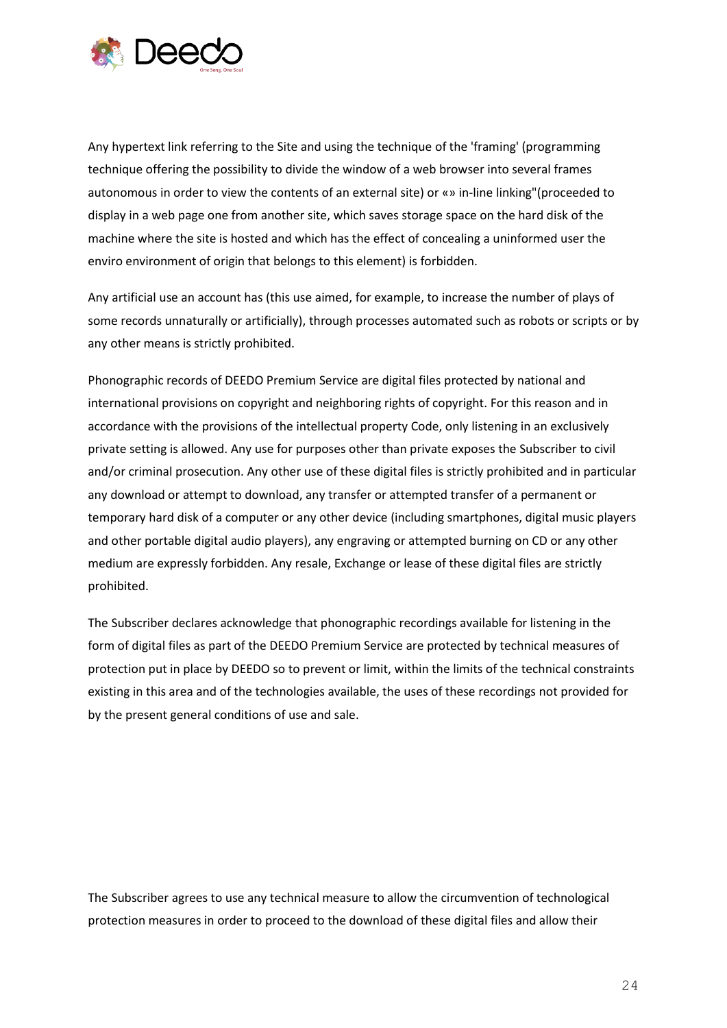Any hypertext link referring to the Site and using the technique of the 'framing' (programming technique offering the possibility to divide the window of a web browser into several frames autonomous in order to view the contents of an external site) or «» in-line linking"(proceeded to display in a web page one from another site, which saves storage space on the hard disk of the machine where the site is hosted and which has the effect of concealing a uninformed user the enviro environment of origin that belongs to this element) is forbidden.

Any artificial use an account has (this use aimed, for example, to increase the number of plays of some records unnaturally or artificially), through processes automated such as robots or scripts or by any other means is strictly prohibited.

Phonographic records of DEEDO Premium Service are digital files protected by national and international provisions on copyright and neighboring rights of copyright. For this reason and in accordance with the provisions of the intellectual property Code, only listening in an exclusively private setting is allowed. Any use for purposes other than private exposes the Subscriber to civil and/or criminal prosecution. Any other use of these digital files is strictly prohibited and in particular any download or attempt to download, any transfer or attempted transfer of a permanent or temporary hard disk of a computer or any other device (including smartphones, digital music players and other portable digital audio players), any engraving or attempted burning on CD or any other medium are expressly forbidden. Any resale, Exchange or lease of these digital files are strictly prohibited.

The Subscriber declares acknowledge that phonographic recordings available for listening in the form of digital files as part of the DEEDO Premium Service are protected by technical measures of protection put in place by DEEDO so to prevent or limit, within the limits of the technical constraints existing in this area and of the technologies available, the uses of these recordings not provided for by the present general conditions of use and sale.

The Subscriber agrees to use any technical measure to allow the circumvention of technological protection measures in order to proceed to the download of these digital files and allow their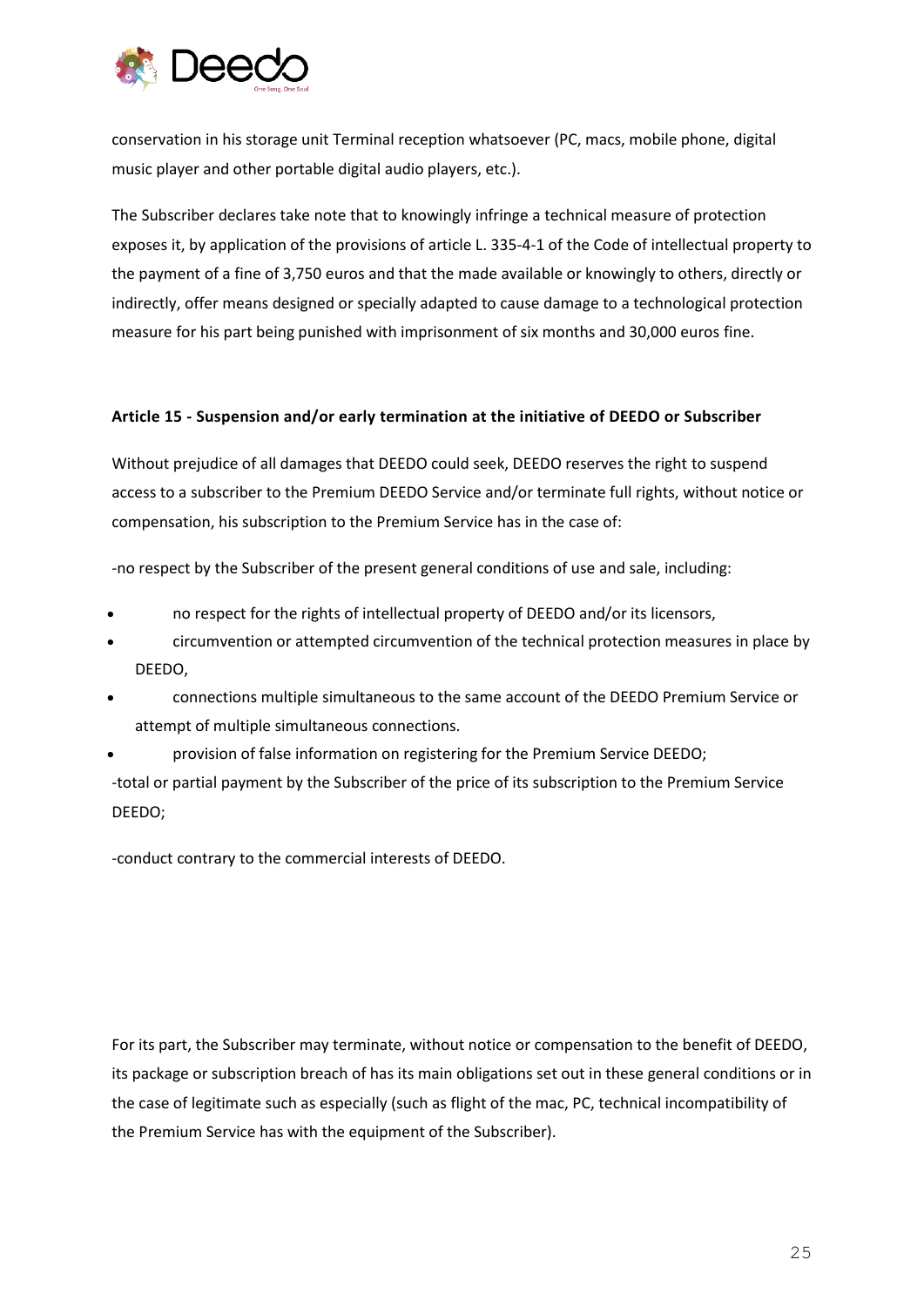conservation in his storage unit Terminal reception whatsoever (PC, macs, mobile phone, digital music player and other portable digital audio players, etc.).

The Subscriber declares take note that to knowingly infringe a technical measure of protection exposes it, by application of the provisions of article L. 335-4-1 of the Code of intellectual property to the payment of a fine of 3,750 euros and that the made available or knowingly to others, directly or indirectly, offer means designed or specially adapted to cause damage to a technological protection measure for his part being punished with imprisonment of six months and 30,000 euros fine.

**Article 15 - Suspension and/or early termination at the initiative of DEEDO or Subscriber**

Without prejudice of all damages that DEEDO could seek, DEEDO reserves the right to suspend access to a subscriber to the Premium DEEDO Service and/or terminate full rights, without notice or compensation, his subscription to the Premium Service has in the case of:

-no respect by the Subscriber of the present general conditions of use and sale, including:

- no respect for the rights of intellectual property of DEEDO and/or its licensors,
- circumvention or attempted circumvention of the technical protection measures in place by DEEDO,
- connections multiple simultaneous to the same account of the DEEDO Premium Service or attempt of multiple simultaneous connections.
- provision of false information on registering for the Premium Service DEEDO;

-total or partial payment by the Subscriber of the price of its subscription to the Premium Service DEEDO;

-conduct contrary to the commercial interests of DEEDO.

For its part, the Subscriber may terminate, without notice or compensation to the benefit of DEEDO, its package or subscription breach of has its main obligations set out in these general conditions or in the case of legitimate such as especially (such as flight of the mac, PC, technical incompatibility of the Premium Service has with the equipment of the Subscriber).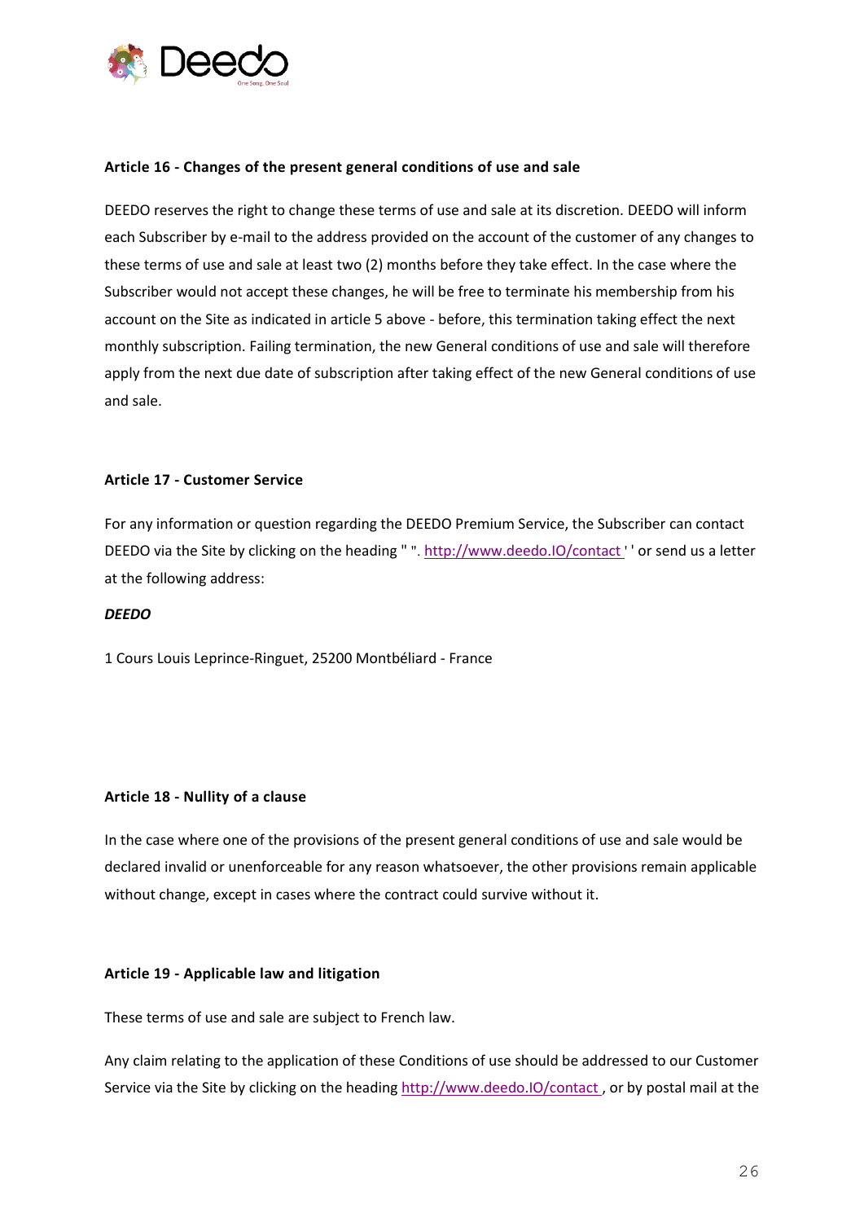### Article 16 - Changes of the present general conditions of use and sale

DEEDO reserves the right to change these terms of use and sale at its discretion. DEEDO will inform each Subscriber by e-mail to the address provided on the account of the customer of any changes to these terms of use and sale at least two (2) months before they take effect. In the case where the Subscriber would not accept these changes, he will be free to terminate his membership from his account on the Site as indicated in article 5 above - before, this termination taking effect the next monthly subscription. Failing termination, the new General conditions of use and sale will therefore apply from the next due date of subscription after taking effect of the new General conditions of use and sale.

### Article 17 - Customer Service

For any information or question regarding the DEEDO Premium Service, the Subscriber can contact DEEDO via the Site by clicking on the heading " ". http://www.deedo.IO/contact ' ' or send us a letter at the following address:

***DEEDO***

1 Cours Louis Leprince-Ringuet, 25200 Montbéliard - France

### Article 18 - Nullity of a clause

In the case where one of the provisions of the present general conditions of use and sale would be declared invalid or unenforceable for any reason whatsoever, the other provisions remain applicable without change, except in cases where the contract could survive without it.

### Article 19 - Applicable law and litigation

These terms of use and sale are subject to French law.

Any claim relating to the application of these Conditions of use should be addressed to our Customer Service via the Site by clicking on the heading http://www.deedo.IO/contact , or by postal mail at the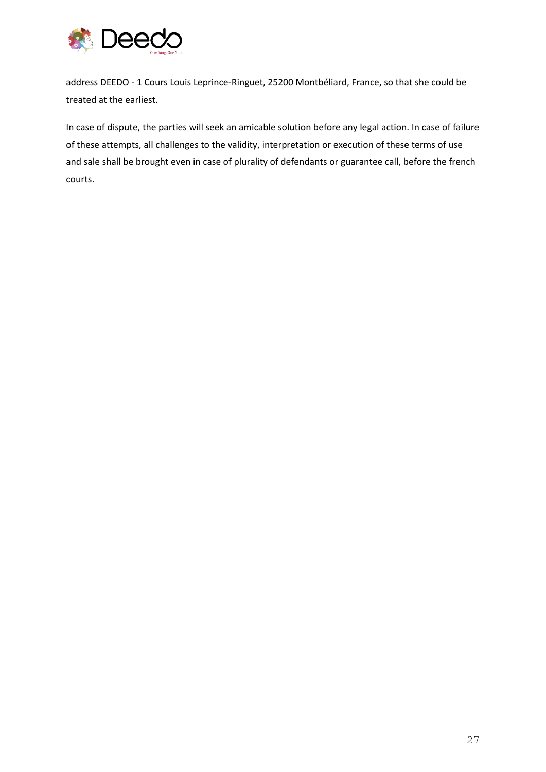address DEEDO - 1 Cours Louis Leprince-Ringuet, 25200 Montbéliard, France, so that she could be treated at the earliest.

In case of dispute, the parties will seek an amicable solution before any legal action. In case of failure of these attempts, all challenges to the validity, interpretation or execution of these terms of use and sale shall be brought even in case of plurality of defendants or guarantee call, before the french courts.